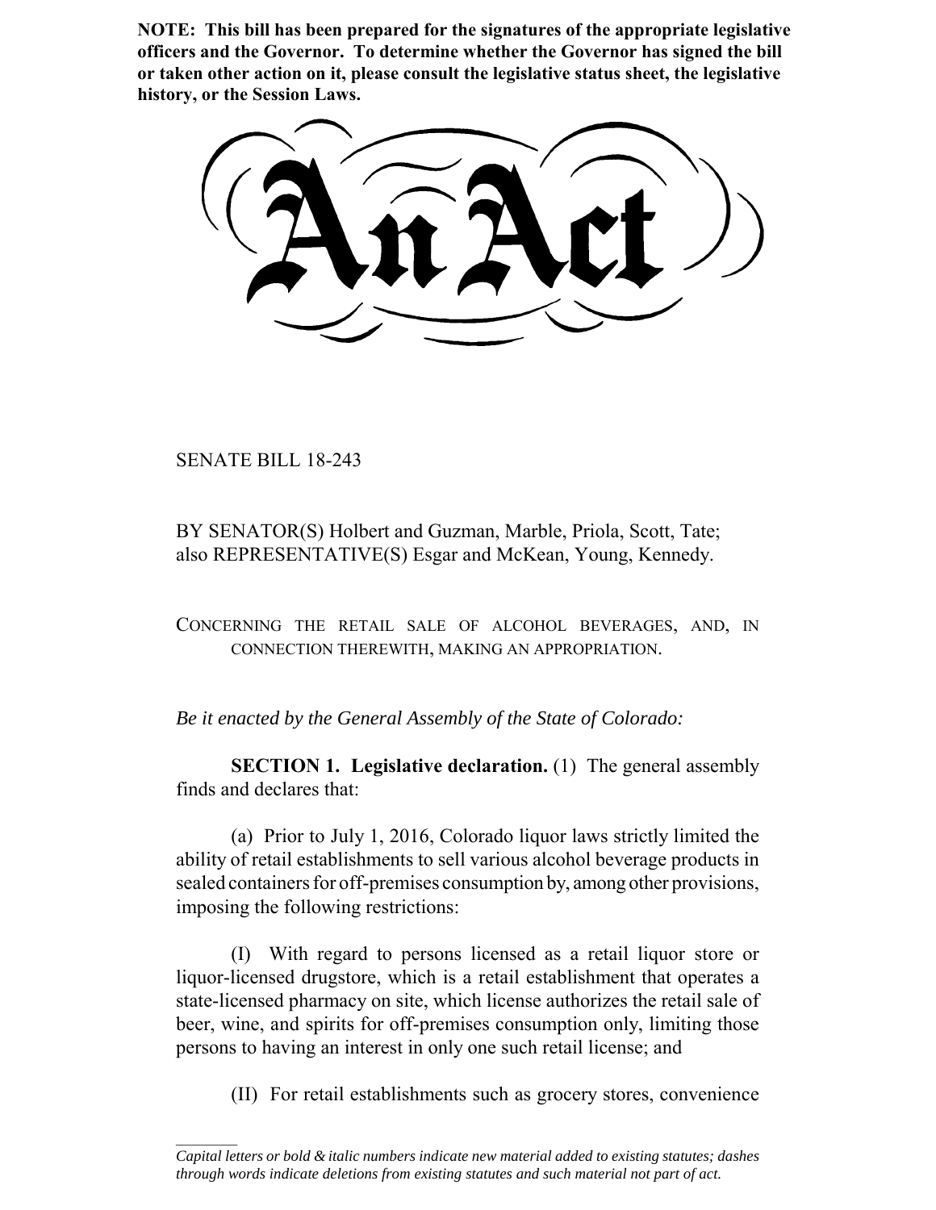**NOTE: This bill has been prepared for the signatures of the appropriate legislative officers and the Governor. To determine whether the Governor has signed the bill or taken other action on it, please consult the legislative status sheet, the legislative history, or the Session Laws.**

# An Act

SENATE BILL 18-243

BY SENATOR(S) Holbert and Guzman, Marble, Priola, Scott, Tate; also REPRESENTATIVE(S) Esgar and McKean, Young, Kennedy.

CONCERNING THE RETAIL SALE OF ALCOHOL BEVERAGES, AND, IN CONNECTION THEREWITH, MAKING AN APPROPRIATION.

*Be it enacted by the General Assembly of the State of Colorado:*

**SECTION 1. Legislative declaration.** (1) The general assembly finds and declares that:

(a) Prior to July 1, 2016, Colorado liquor laws strictly limited the ability of retail establishments to sell various alcohol beverage products in sealed containers for off-premises consumption by, among other provisions, imposing the following restrictions:

(I) With regard to persons licensed as a retail liquor store or liquor-licensed drugstore, which is a retail establishment that operates a state-licensed pharmacy on site, which license authorizes the retail sale of beer, wine, and spirits for off-premises consumption only, limiting those persons to having an interest in only one such retail license; and

(II) For retail establishments such as grocery stores, convenience

*Capital letters or bold & italic numbers indicate new material added to existing statutes; dashes through words indicate deletions from existing statutes and such material not part of act.*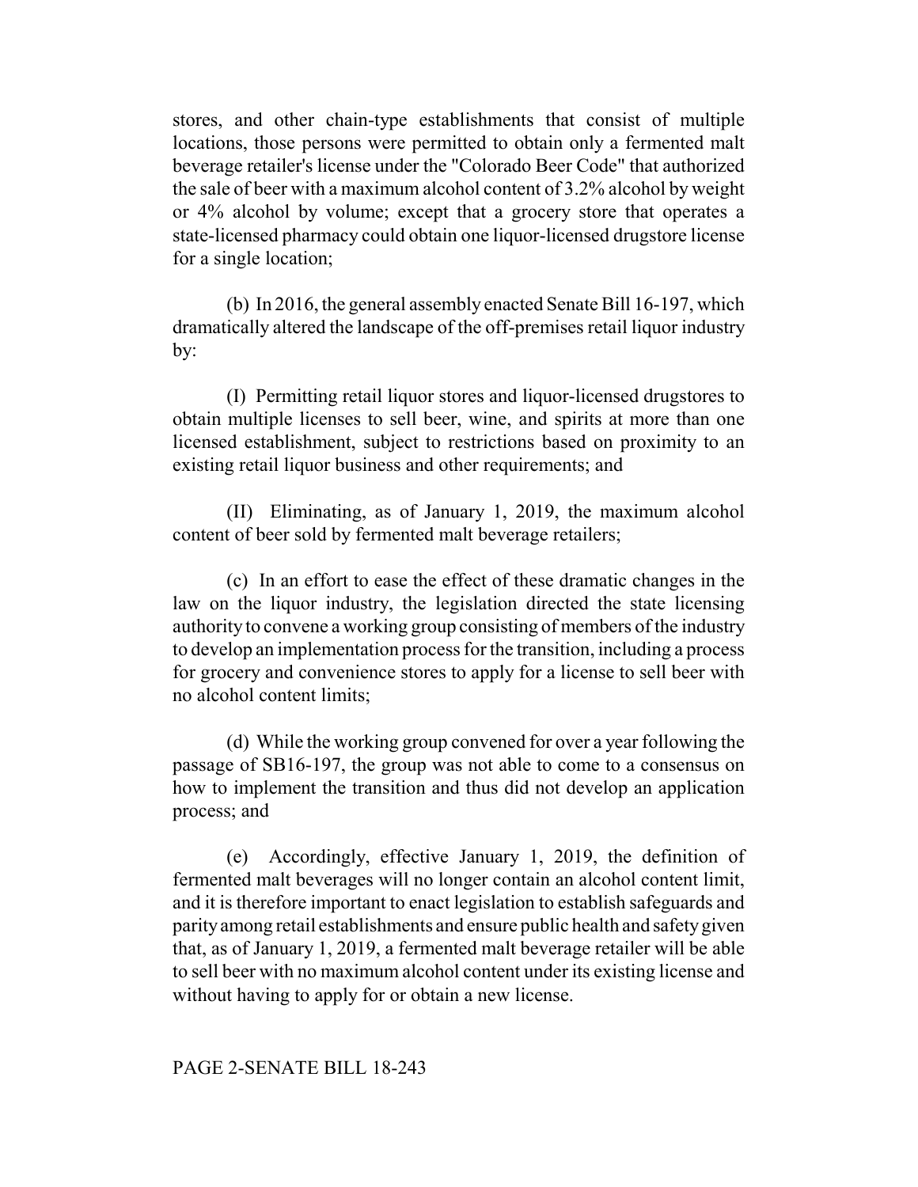stores, and other chain-type establishments that consist of multiple locations, those persons were permitted to obtain only a fermented malt beverage retailer's license under the "Colorado Beer Code" that authorized the sale of beer with a maximum alcohol content of 3.2% alcohol by weight or 4% alcohol by volume; except that a grocery store that operates a state-licensed pharmacy could obtain one liquor-licensed drugstore license for a single location;

(b) In 2016, the general assembly enacted Senate Bill 16-197, which dramatically altered the landscape of the off-premises retail liquor industry by:

(I) Permitting retail liquor stores and liquor-licensed drugstores to obtain multiple licenses to sell beer, wine, and spirits at more than one licensed establishment, subject to restrictions based on proximity to an existing retail liquor business and other requirements; and

(II) Eliminating, as of January 1, 2019, the maximum alcohol content of beer sold by fermented malt beverage retailers;

(c) In an effort to ease the effect of these dramatic changes in the law on the liquor industry, the legislation directed the state licensing authority to convene a working group consisting of members of the industry to develop an implementation process for the transition, including a process for grocery and convenience stores to apply for a license to sell beer with no alcohol content limits;

(d) While the working group convened for over a year following the passage of SB16-197, the group was not able to come to a consensus on how to implement the transition and thus did not develop an application process; and

(e) Accordingly, effective January 1, 2019, the definition of fermented malt beverages will no longer contain an alcohol content limit, and it is therefore important to enact legislation to establish safeguards and parity among retail establishments and ensure public health and safety given that, as of January 1, 2019, a fermented malt beverage retailer will be able to sell beer with no maximum alcohol content under its existing license and without having to apply for or obtain a new license.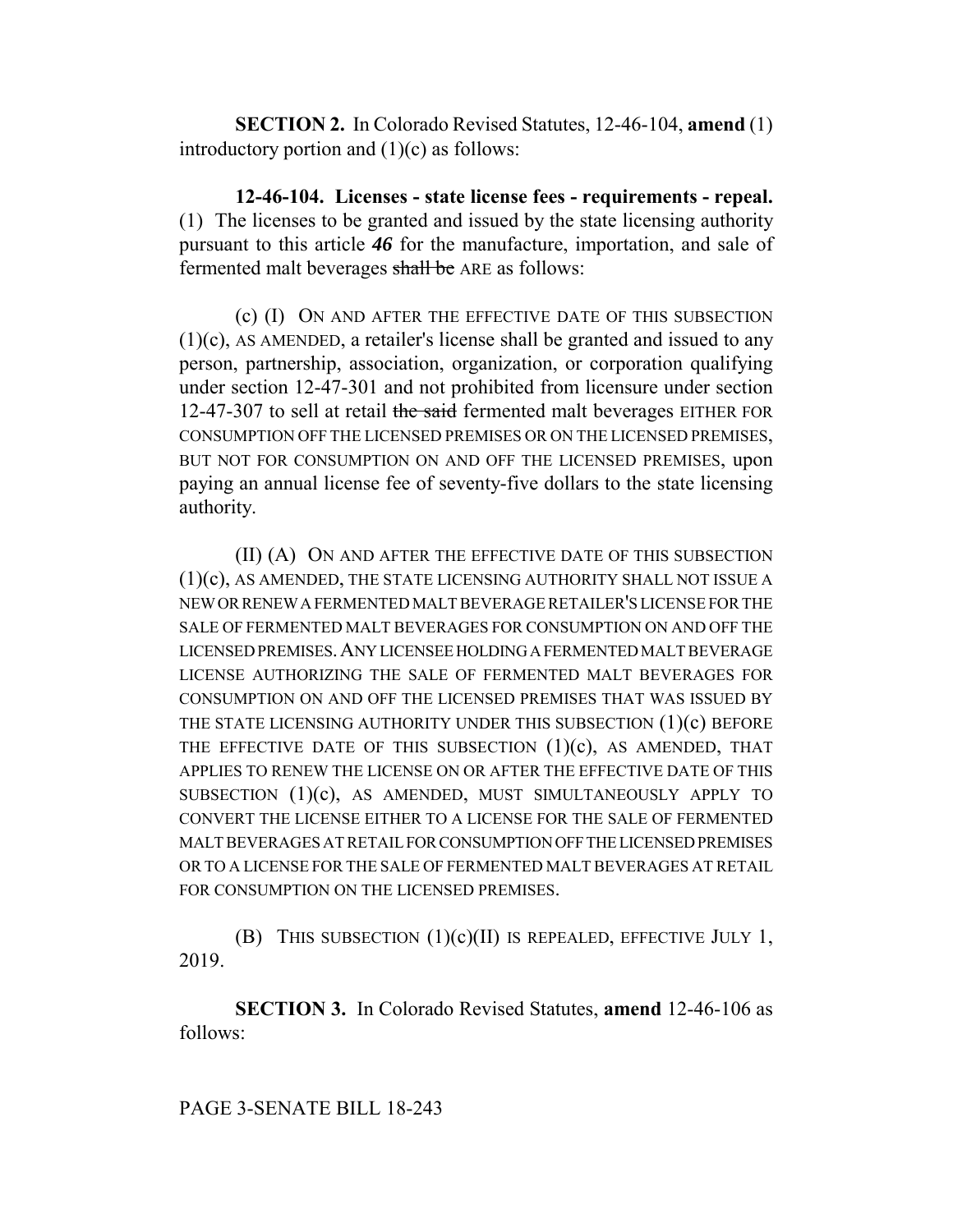**SECTION 2.** In Colorado Revised Statutes, 12-46-104, **amend** (1) introductory portion and (1)(c) as follows:

**12-46-104. Licenses - state license fees - requirements - repeal.** (1) The licenses to be granted and issued by the state licensing authority pursuant to this article ***46*** for the manufacture, importation, and sale of fermented malt beverages ~~shall be~~ ARE as follows:

(c) (I) ON AND AFTER THE EFFECTIVE DATE OF THIS SUBSECTION (1)(c), AS AMENDED, a retailer's license shall be granted and issued to any person, partnership, association, organization, or corporation qualifying under section 12-47-301 and not prohibited from licensure under section 12-47-307 to sell at retail ~~the said~~ fermented malt beverages EITHER FOR CONSUMPTION OFF THE LICENSED PREMISES OR ON THE LICENSED PREMISES, BUT NOT FOR CONSUMPTION ON AND OFF THE LICENSED PREMISES, upon paying an annual license fee of seventy-five dollars to the state licensing authority.

(II) (A) ON AND AFTER THE EFFECTIVE DATE OF THIS SUBSECTION (1)(c), AS AMENDED, THE STATE LICENSING AUTHORITY SHALL NOT ISSUE A NEW OR RENEW A FERMENTED MALT BEVERAGE RETAILER'S LICENSE FOR THE SALE OF FERMENTED MALT BEVERAGES FOR CONSUMPTION ON AND OFF THE LICENSED PREMISES. ANY LICENSEE HOLDING A FERMENTED MALT BEVERAGE LICENSE AUTHORIZING THE SALE OF FERMENTED MALT BEVERAGES FOR CONSUMPTION ON AND OFF THE LICENSED PREMISES THAT WAS ISSUED BY THE STATE LICENSING AUTHORITY UNDER THIS SUBSECTION (1)(c) BEFORE THE EFFECTIVE DATE OF THIS SUBSECTION (1)(c), AS AMENDED, THAT APPLIES TO RENEW THE LICENSE ON OR AFTER THE EFFECTIVE DATE OF THIS SUBSECTION (1)(c), AS AMENDED, MUST SIMULTANEOUSLY APPLY TO CONVERT THE LICENSE EITHER TO A LICENSE FOR THE SALE OF FERMENTED MALT BEVERAGES AT RETAIL FOR CONSUMPTION OFF THE LICENSED PREMISES OR TO A LICENSE FOR THE SALE OF FERMENTED MALT BEVERAGES AT RETAIL FOR CONSUMPTION ON THE LICENSED PREMISES.

(B) THIS SUBSECTION (1)(c)(II) IS REPEALED, EFFECTIVE JULY 1, 2019.

**SECTION 3.** In Colorado Revised Statutes, **amend** 12-46-106 as follows: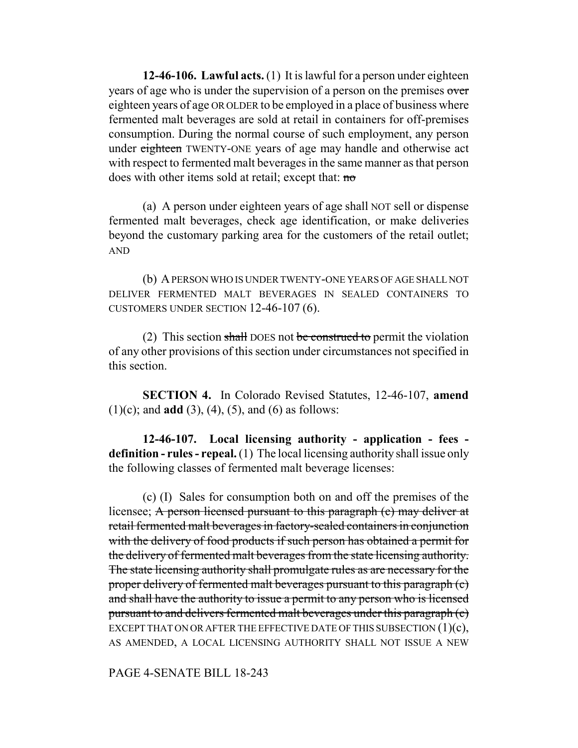**12-46-106. Lawful acts.** (1) It is lawful for a person under eighteen years of age who is under the supervision of a person on the premises ~~over~~ eighteen years of age OR OLDER to be employed in a place of business where fermented malt beverages are sold at retail in containers for off-premises consumption. During the normal course of such employment, any person under ~~eighteen~~ TWENTY-ONE years of age may handle and otherwise act with respect to fermented malt beverages in the same manner as that person does with other items sold at retail; except that: ~~no~~

(a) A person under eighteen years of age shall NOT sell or dispense fermented malt beverages, check age identification, or make deliveries beyond the customary parking area for the customers of the retail outlet; AND

(b) A PERSON WHO IS UNDER TWENTY-ONE YEARS OF AGE SHALL NOT DELIVER FERMENTED MALT BEVERAGES IN SEALED CONTAINERS TO CUSTOMERS UNDER SECTION 12-46-107 (6).

(2) This section ~~shall~~ DOES not ~~be construed to~~ permit the violation of any other provisions of this section under circumstances not specified in this section.

**SECTION 4.** In Colorado Revised Statutes, 12-46-107, **amend** (1)(c); and **add** (3), (4), (5), and (6) as follows:

**12-46-107. Local licensing authority - application - fees - definition - rules - repeal.** (1) The local licensing authority shall issue only the following classes of fermented malt beverage licenses:

(c) (I) Sales for consumption both on and off the premises of the licensee; ~~A person licensed pursuant to this paragraph (c) may deliver at retail fermented malt beverages in factory-sealed containers in conjunction with the delivery of food products if such person has obtained a permit for the delivery of fermented malt beverages from the state licensing authority. The state licensing authority shall promulgate rules as are necessary for the proper delivery of fermented malt beverages pursuant to this paragraph (c) and shall have the authority to issue a permit to any person who is licensed pursuant to and delivers fermented malt beverages under this paragraph (c)~~ EXCEPT THAT ON OR AFTER THE EFFECTIVE DATE OF THIS SUBSECTION (1)(c), AS AMENDED, A LOCAL LICENSING AUTHORITY SHALL NOT ISSUE A NEW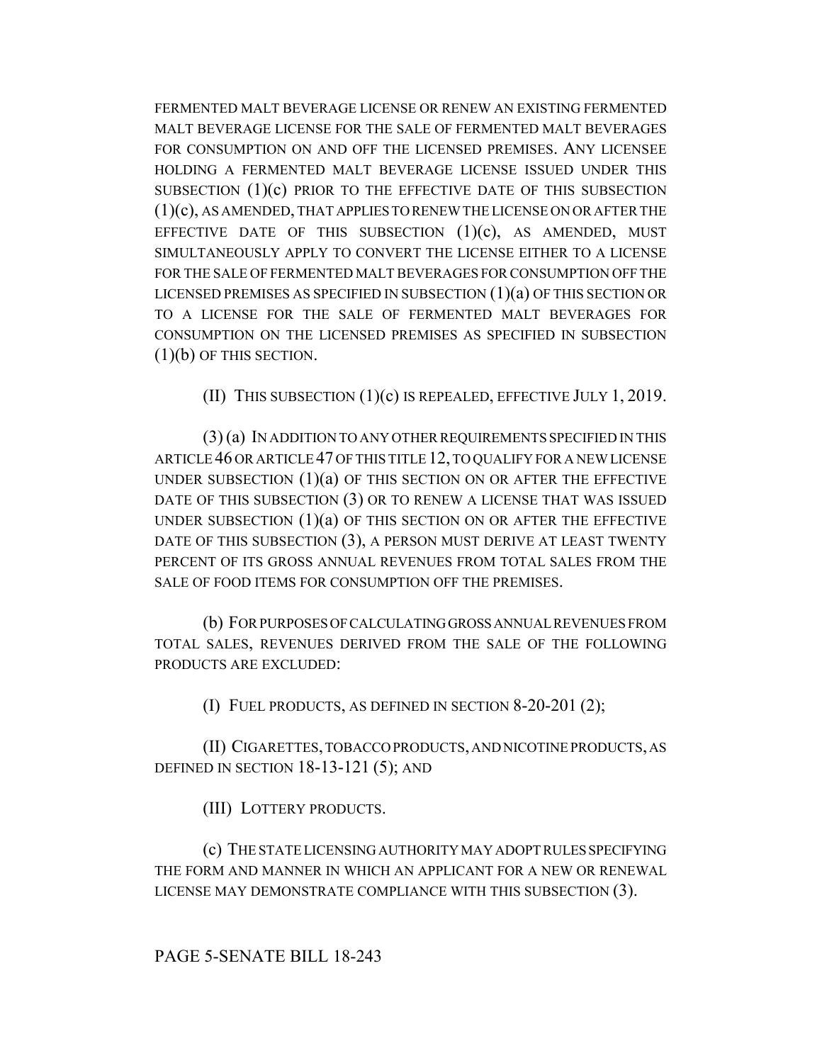FERMENTED MALT BEVERAGE LICENSE OR RENEW AN EXISTING FERMENTED MALT BEVERAGE LICENSE FOR THE SALE OF FERMENTED MALT BEVERAGES FOR CONSUMPTION ON AND OFF THE LICENSED PREMISES. ANY LICENSEE HOLDING A FERMENTED MALT BEVERAGE LICENSE ISSUED UNDER THIS SUBSECTION (1)(c) PRIOR TO THE EFFECTIVE DATE OF THIS SUBSECTION (1)(c), AS AMENDED, THAT APPLIES TO RENEW THE LICENSE ON OR AFTER THE EFFECTIVE DATE OF THIS SUBSECTION (1)(c), AS AMENDED, MUST SIMULTANEOUSLY APPLY TO CONVERT THE LICENSE EITHER TO A LICENSE FOR THE SALE OF FERMENTED MALT BEVERAGES FOR CONSUMPTION OFF THE LICENSED PREMISES AS SPECIFIED IN SUBSECTION (1)(a) OF THIS SECTION OR TO A LICENSE FOR THE SALE OF FERMENTED MALT BEVERAGES FOR CONSUMPTION ON THE LICENSED PREMISES AS SPECIFIED IN SUBSECTION (1)(b) OF THIS SECTION.

(II) THIS SUBSECTION (1)(c) IS REPEALED, EFFECTIVE JULY 1, 2019.

(3) (a) IN ADDITION TO ANY OTHER REQUIREMENTS SPECIFIED IN THIS ARTICLE 46 OR ARTICLE 47 OF THIS TITLE 12, TO QUALIFY FOR A NEW LICENSE UNDER SUBSECTION (1)(a) OF THIS SECTION ON OR AFTER THE EFFECTIVE DATE OF THIS SUBSECTION (3) OR TO RENEW A LICENSE THAT WAS ISSUED UNDER SUBSECTION (1)(a) OF THIS SECTION ON OR AFTER THE EFFECTIVE DATE OF THIS SUBSECTION (3), A PERSON MUST DERIVE AT LEAST TWENTY PERCENT OF ITS GROSS ANNUAL REVENUES FROM TOTAL SALES FROM THE SALE OF FOOD ITEMS FOR CONSUMPTION OFF THE PREMISES.

(b) FOR PURPOSES OF CALCULATING GROSS ANNUAL REVENUES FROM TOTAL SALES, REVENUES DERIVED FROM THE SALE OF THE FOLLOWING PRODUCTS ARE EXCLUDED:

(I) FUEL PRODUCTS, AS DEFINED IN SECTION 8-20-201 (2);

(II) CIGARETTES, TOBACCO PRODUCTS, AND NICOTINE PRODUCTS, AS DEFINED IN SECTION 18-13-121 (5); AND

(III) LOTTERY PRODUCTS.

(c) THE STATE LICENSING AUTHORITY MAY ADOPT RULES SPECIFYING THE FORM AND MANNER IN WHICH AN APPLICANT FOR A NEW OR RENEWAL LICENSE MAY DEMONSTRATE COMPLIANCE WITH THIS SUBSECTION (3).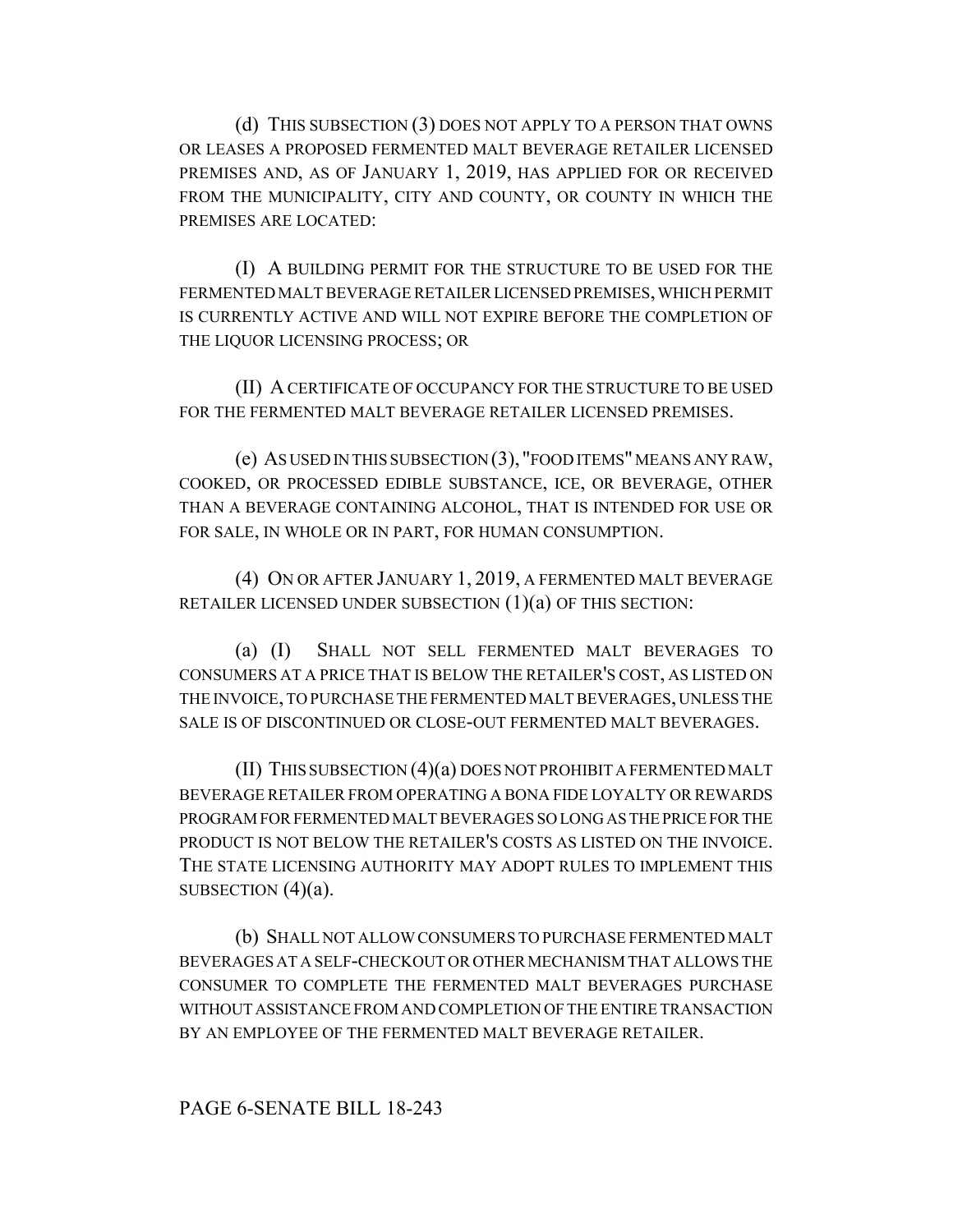(d) THIS SUBSECTION (3) DOES NOT APPLY TO A PERSON THAT OWNS OR LEASES A PROPOSED FERMENTED MALT BEVERAGE RETAILER LICENSED PREMISES AND, AS OF JANUARY 1, 2019, HAS APPLIED FOR OR RECEIVED FROM THE MUNICIPALITY, CITY AND COUNTY, OR COUNTY IN WHICH THE PREMISES ARE LOCATED:

(I) A BUILDING PERMIT FOR THE STRUCTURE TO BE USED FOR THE FERMENTED MALT BEVERAGE RETAILER LICENSED PREMISES, WHICH PERMIT IS CURRENTLY ACTIVE AND WILL NOT EXPIRE BEFORE THE COMPLETION OF THE LIQUOR LICENSING PROCESS; OR

(II) A CERTIFICATE OF OCCUPANCY FOR THE STRUCTURE TO BE USED FOR THE FERMENTED MALT BEVERAGE RETAILER LICENSED PREMISES.

(e) AS USED IN THIS SUBSECTION (3), "FOOD ITEMS" MEANS ANY RAW, COOKED, OR PROCESSED EDIBLE SUBSTANCE, ICE, OR BEVERAGE, OTHER THAN A BEVERAGE CONTAINING ALCOHOL, THAT IS INTENDED FOR USE OR FOR SALE, IN WHOLE OR IN PART, FOR HUMAN CONSUMPTION.

(4) ON OR AFTER JANUARY 1, 2019, A FERMENTED MALT BEVERAGE RETAILER LICENSED UNDER SUBSECTION (1)(a) OF THIS SECTION:

(a) (I) SHALL NOT SELL FERMENTED MALT BEVERAGES TO CONSUMERS AT A PRICE THAT IS BELOW THE RETAILER'S COST, AS LISTED ON THE INVOICE, TO PURCHASE THE FERMENTED MALT BEVERAGES, UNLESS THE SALE IS OF DISCONTINUED OR CLOSE-OUT FERMENTED MALT BEVERAGES.

(II) THIS SUBSECTION (4)(a) DOES NOT PROHIBIT A FERMENTED MALT BEVERAGE RETAILER FROM OPERATING A BONA FIDE LOYALTY OR REWARDS PROGRAM FOR FERMENTED MALT BEVERAGES SO LONG AS THE PRICE FOR THE PRODUCT IS NOT BELOW THE RETAILER'S COSTS AS LISTED ON THE INVOICE. THE STATE LICENSING AUTHORITY MAY ADOPT RULES TO IMPLEMENT THIS SUBSECTION (4)(a).

(b) SHALL NOT ALLOW CONSUMERS TO PURCHASE FERMENTED MALT BEVERAGES AT A SELF-CHECKOUT OR OTHER MECHANISM THAT ALLOWS THE CONSUMER TO COMPLETE THE FERMENTED MALT BEVERAGES PURCHASE WITHOUT ASSISTANCE FROM AND COMPLETION OF THE ENTIRE TRANSACTION BY AN EMPLOYEE OF THE FERMENTED MALT BEVERAGE RETAILER.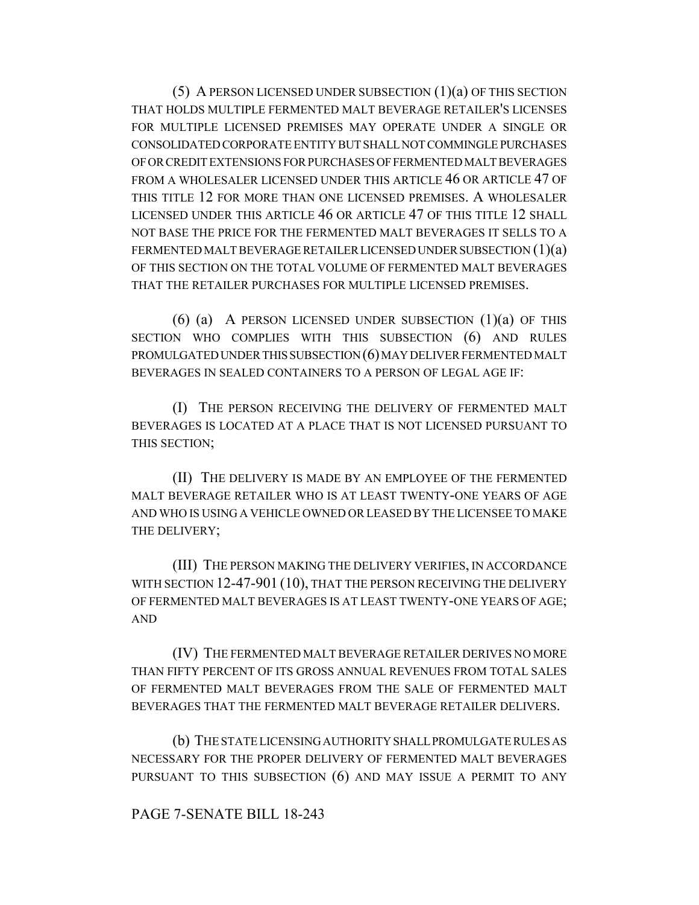(5) A PERSON LICENSED UNDER SUBSECTION (1)(a) OF THIS SECTION THAT HOLDS MULTIPLE FERMENTED MALT BEVERAGE RETAILER'S LICENSES FOR MULTIPLE LICENSED PREMISES MAY OPERATE UNDER A SINGLE OR CONSOLIDATED CORPORATE ENTITY BUT SHALL NOT COMMINGLE PURCHASES OF OR CREDIT EXTENSIONS FOR PURCHASES OF FERMENTED MALT BEVERAGES FROM A WHOLESALER LICENSED UNDER THIS ARTICLE 46 OR ARTICLE 47 OF THIS TITLE 12 FOR MORE THAN ONE LICENSED PREMISES. A WHOLESALER LICENSED UNDER THIS ARTICLE 46 OR ARTICLE 47 OF THIS TITLE 12 SHALL NOT BASE THE PRICE FOR THE FERMENTED MALT BEVERAGES IT SELLS TO A FERMENTED MALT BEVERAGE RETAILER LICENSED UNDER SUBSECTION (1)(a) OF THIS SECTION ON THE TOTAL VOLUME OF FERMENTED MALT BEVERAGES THAT THE RETAILER PURCHASES FOR MULTIPLE LICENSED PREMISES.

(6) (a) A PERSON LICENSED UNDER SUBSECTION (1)(a) OF THIS SECTION WHO COMPLIES WITH THIS SUBSECTION (6) AND RULES PROMULGATED UNDER THIS SUBSECTION (6) MAY DELIVER FERMENTED MALT BEVERAGES IN SEALED CONTAINERS TO A PERSON OF LEGAL AGE IF:

(I) THE PERSON RECEIVING THE DELIVERY OF FERMENTED MALT BEVERAGES IS LOCATED AT A PLACE THAT IS NOT LICENSED PURSUANT TO THIS SECTION;

(II) THE DELIVERY IS MADE BY AN EMPLOYEE OF THE FERMENTED MALT BEVERAGE RETAILER WHO IS AT LEAST TWENTY-ONE YEARS OF AGE AND WHO IS USING A VEHICLE OWNED OR LEASED BY THE LICENSEE TO MAKE THE DELIVERY;

(III) THE PERSON MAKING THE DELIVERY VERIFIES, IN ACCORDANCE WITH SECTION 12-47-901 (10), THAT THE PERSON RECEIVING THE DELIVERY OF FERMENTED MALT BEVERAGES IS AT LEAST TWENTY-ONE YEARS OF AGE; AND

(IV) THE FERMENTED MALT BEVERAGE RETAILER DERIVES NO MORE THAN FIFTY PERCENT OF ITS GROSS ANNUAL REVENUES FROM TOTAL SALES OF FERMENTED MALT BEVERAGES FROM THE SALE OF FERMENTED MALT BEVERAGES THAT THE FERMENTED MALT BEVERAGE RETAILER DELIVERS.

(b) THE STATE LICENSING AUTHORITY SHALL PROMULGATE RULES AS NECESSARY FOR THE PROPER DELIVERY OF FERMENTED MALT BEVERAGES PURSUANT TO THIS SUBSECTION (6) AND MAY ISSUE A PERMIT TO ANY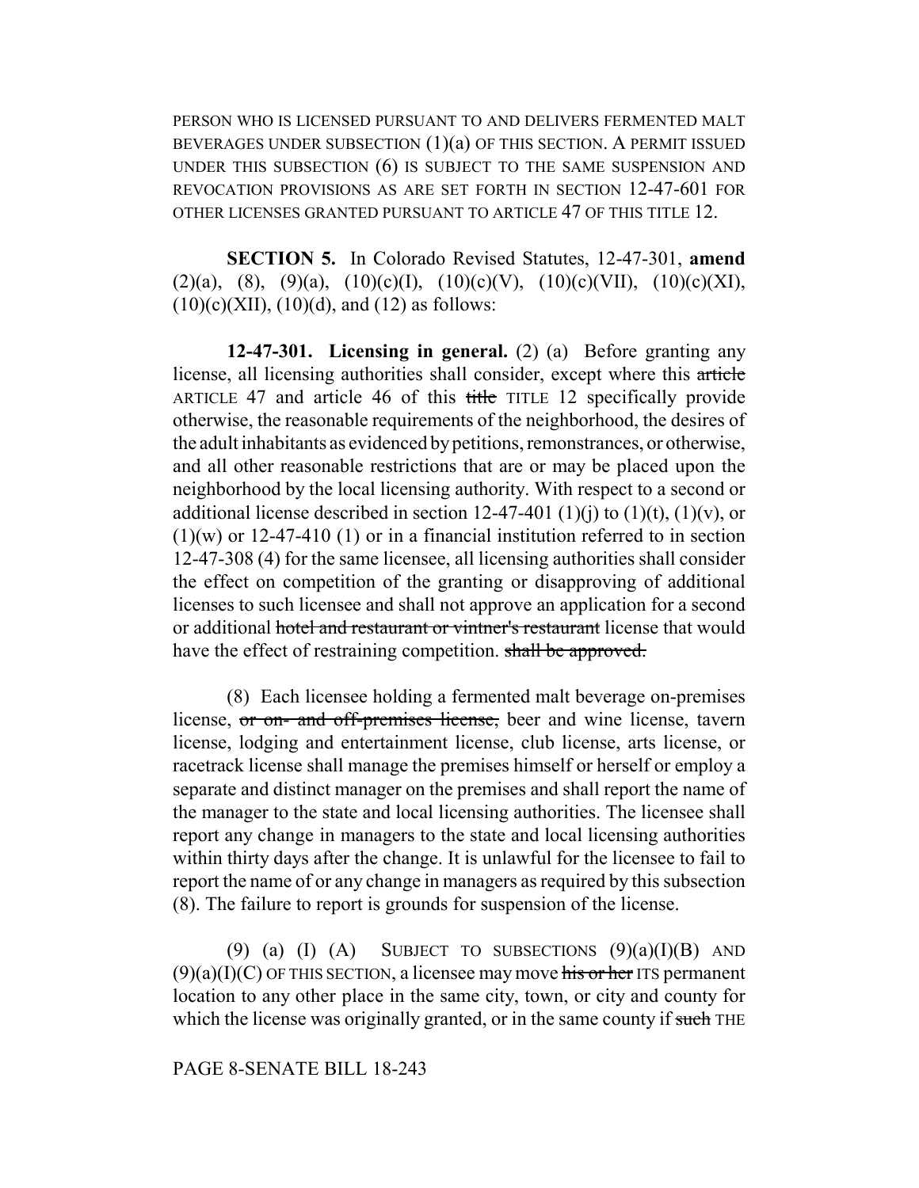PERSON WHO IS LICENSED PURSUANT TO AND DELIVERS FERMENTED MALT BEVERAGES UNDER SUBSECTION (1)(a) OF THIS SECTION. A PERMIT ISSUED UNDER THIS SUBSECTION (6) IS SUBJECT TO THE SAME SUSPENSION AND REVOCATION PROVISIONS AS ARE SET FORTH IN SECTION 12-47-601 FOR OTHER LICENSES GRANTED PURSUANT TO ARTICLE 47 OF THIS TITLE 12.

**SECTION 5.** In Colorado Revised Statutes, 12-47-301, **amend** (2)(a), (8), (9)(a), (10)(c)(I), (10)(c)(V), (10)(c)(VII), (10)(c)(XI), (10)(c)(XII), (10)(d), and (12) as follows:

**12-47-301. Licensing in general.** (2) (a) Before granting any license, all licensing authorities shall consider, except where this ~~article~~ ARTICLE 47 and article 46 of this ~~title~~ TITLE 12 specifically provide otherwise, the reasonable requirements of the neighborhood, the desires of the adult inhabitants as evidenced by petitions, remonstrances, or otherwise, and all other reasonable restrictions that are or may be placed upon the neighborhood by the local licensing authority. With respect to a second or additional license described in section 12-47-401 (1)(j) to (1)(t), (1)(v), or (1)(w) or 12-47-410 (1) or in a financial institution referred to in section 12-47-308 (4) for the same licensee, all licensing authorities shall consider the effect on competition of the granting or disapproving of additional licenses to such licensee and shall not approve an application for a second or additional ~~hotel and restaurant or vintner's restaurant~~ license that would have the effect of restraining competition. ~~shall be approved.~~

(8) Each licensee holding a fermented malt beverage on-premises license, ~~or on- and off-premises license,~~ beer and wine license, tavern license, lodging and entertainment license, club license, arts license, or racetrack license shall manage the premises himself or herself or employ a separate and distinct manager on the premises and shall report the name of the manager to the state and local licensing authorities. The licensee shall report any change in managers to the state and local licensing authorities within thirty days after the change. It is unlawful for the licensee to fail to report the name of or any change in managers as required by this subsection (8). The failure to report is grounds for suspension of the license.

(9) (a) (I) (A) SUBJECT TO SUBSECTIONS (9)(a)(I)(B) AND (9)(a)(I)(C) OF THIS SECTION, a licensee may move ~~his or her~~ ITS permanent location to any other place in the same city, town, or city and county for which the license was originally granted, or in the same county if ~~such~~ THE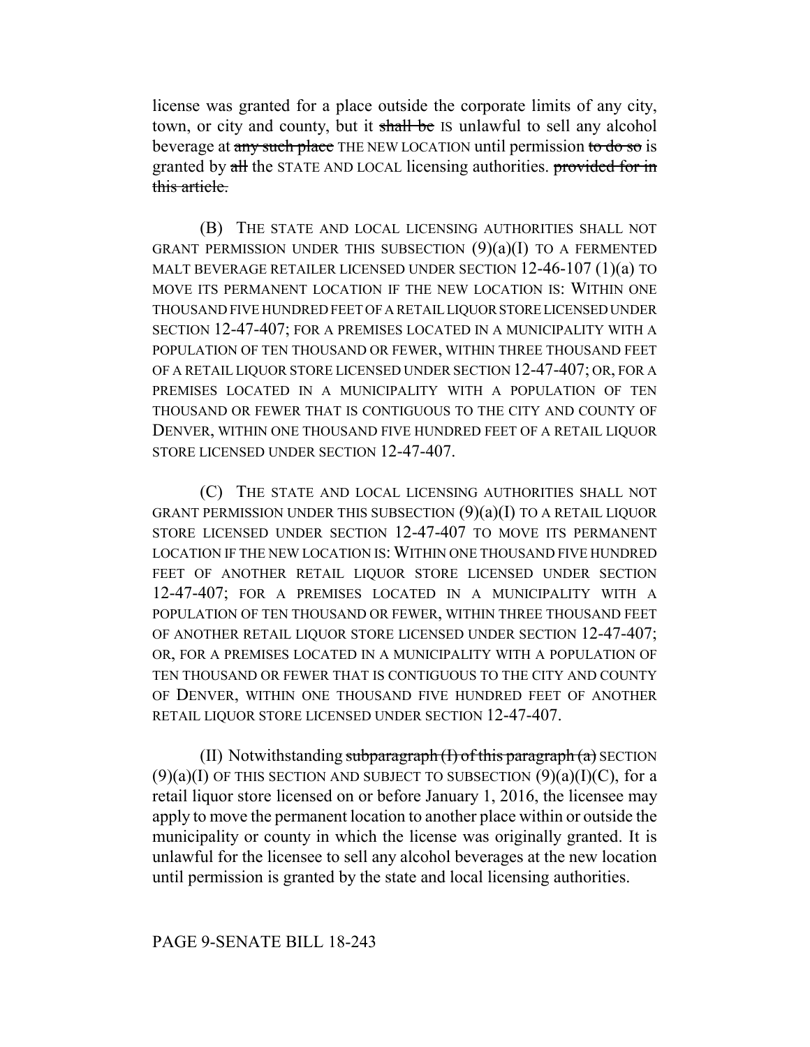license was granted for a place outside the corporate limits of any city, town, or city and county, but it ~~shall be~~ IS unlawful to sell any alcohol beverage at ~~any such place~~ THE NEW LOCATION until permission ~~to do so~~ is granted by ~~all~~ the STATE AND LOCAL licensing authorities. ~~provided for in this article.~~

(B) THE STATE AND LOCAL LICENSING AUTHORITIES SHALL NOT GRANT PERMISSION UNDER THIS SUBSECTION (9)(a)(I) TO A FERMENTED MALT BEVERAGE RETAILER LICENSED UNDER SECTION 12-46-107 (1)(a) TO MOVE ITS PERMANENT LOCATION IF THE NEW LOCATION IS: WITHIN ONE THOUSAND FIVE HUNDRED FEET OF A RETAIL LIQUOR STORE LICENSED UNDER SECTION 12-47-407; FOR A PREMISES LOCATED IN A MUNICIPALITY WITH A POPULATION OF TEN THOUSAND OR FEWER, WITHIN THREE THOUSAND FEET OF A RETAIL LIQUOR STORE LICENSED UNDER SECTION 12-47-407; OR, FOR A PREMISES LOCATED IN A MUNICIPALITY WITH A POPULATION OF TEN THOUSAND OR FEWER THAT IS CONTIGUOUS TO THE CITY AND COUNTY OF DENVER, WITHIN ONE THOUSAND FIVE HUNDRED FEET OF A RETAIL LIQUOR STORE LICENSED UNDER SECTION 12-47-407.

(C) THE STATE AND LOCAL LICENSING AUTHORITIES SHALL NOT GRANT PERMISSION UNDER THIS SUBSECTION (9)(a)(I) TO A RETAIL LIQUOR STORE LICENSED UNDER SECTION 12-47-407 TO MOVE ITS PERMANENT LOCATION IF THE NEW LOCATION IS: WITHIN ONE THOUSAND FIVE HUNDRED FEET OF ANOTHER RETAIL LIQUOR STORE LICENSED UNDER SECTION 12-47-407; FOR A PREMISES LOCATED IN A MUNICIPALITY WITH A POPULATION OF TEN THOUSAND OR FEWER, WITHIN THREE THOUSAND FEET OF ANOTHER RETAIL LIQUOR STORE LICENSED UNDER SECTION 12-47-407; OR, FOR A PREMISES LOCATED IN A MUNICIPALITY WITH A POPULATION OF TEN THOUSAND OR FEWER THAT IS CONTIGUOUS TO THE CITY AND COUNTY OF DENVER, WITHIN ONE THOUSAND FIVE HUNDRED FEET OF ANOTHER RETAIL LIQUOR STORE LICENSED UNDER SECTION 12-47-407.

(II) Notwithstanding ~~subparagraph (I) of this paragraph (a)~~ SECTION (9)(a)(I) OF THIS SECTION AND SUBJECT TO SUBSECTION (9)(a)(I)(C), for a retail liquor store licensed on or before January 1, 2016, the licensee may apply to move the permanent location to another place within or outside the municipality or county in which the license was originally granted. It is unlawful for the licensee to sell any alcohol beverages at the new location until permission is granted by the state and local licensing authorities.

PAGE 9-SENATE BILL 18-243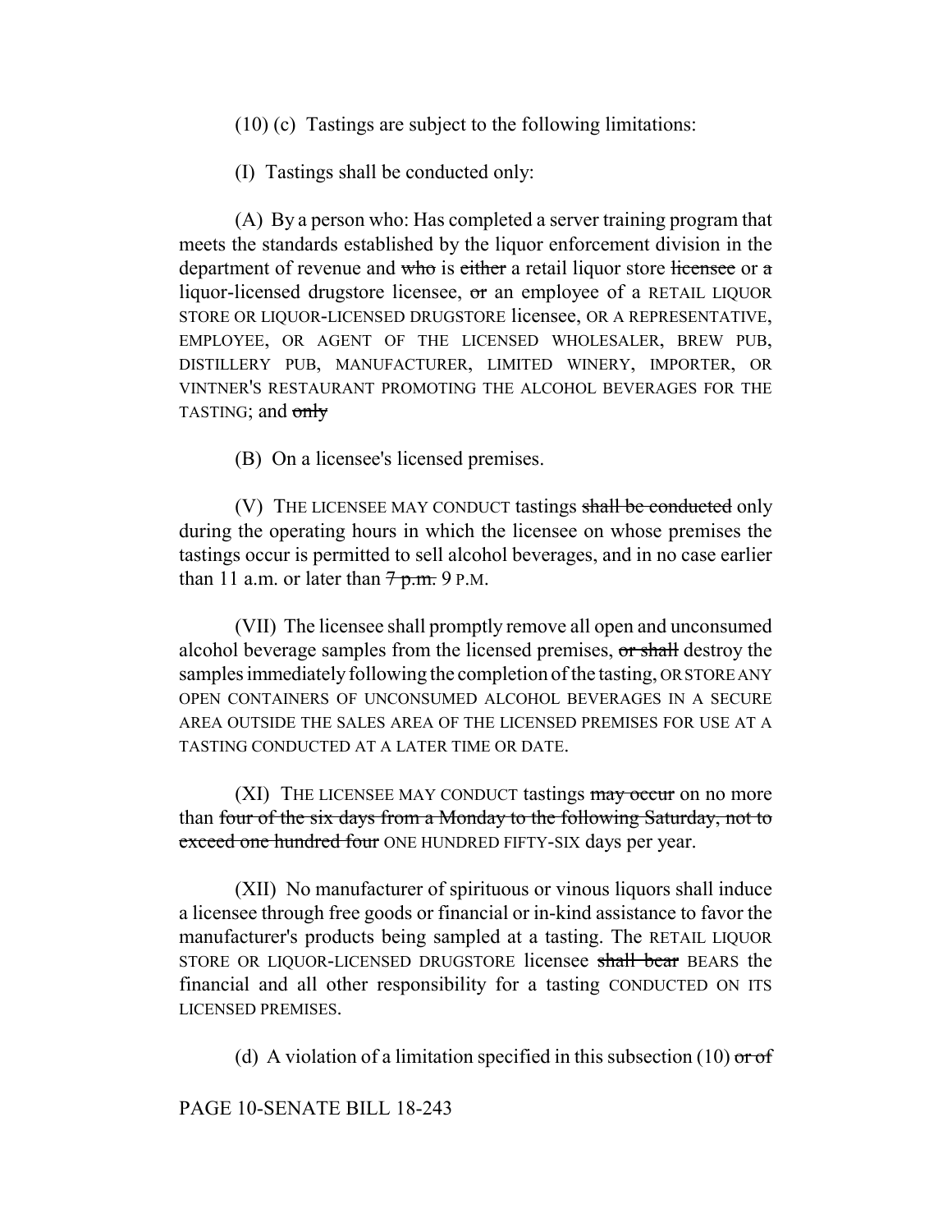(10) (c) Tastings are subject to the following limitations:

(I) Tastings shall be conducted only:

(A) By a person who: Has completed a server training program that meets the standards established by the liquor enforcement division in the department of revenue and ~~who~~ is ~~either~~ a retail liquor store ~~licensee~~ or ~~a~~ liquor-licensed drugstore licensee, ~~or~~ an employee of a RETAIL LIQUOR STORE OR LIQUOR-LICENSED DRUGSTORE licensee, OR A REPRESENTATIVE, EMPLOYEE, OR AGENT OF THE LICENSED WHOLESALER, BREW PUB, DISTILLERY PUB, MANUFACTURER, LIMITED WINERY, IMPORTER, OR VINTNER'S RESTAURANT PROMOTING THE ALCOHOL BEVERAGES FOR THE TASTING; and ~~only~~

(B) On a licensee's licensed premises.

(V) THE LICENSEE MAY CONDUCT tastings ~~shall be conducted~~ only during the operating hours in which the licensee on whose premises the tastings occur is permitted to sell alcohol beverages, and in no case earlier than 11 a.m. or later than ~~7 p.m.~~ 9 P.M.

(VII) The licensee shall promptly remove all open and unconsumed alcohol beverage samples from the licensed premises, ~~or shall~~ destroy the samples immediately following the completion of the tasting, OR STORE ANY OPEN CONTAINERS OF UNCONSUMED ALCOHOL BEVERAGES IN A SECURE AREA OUTSIDE THE SALES AREA OF THE LICENSED PREMISES FOR USE AT A TASTING CONDUCTED AT A LATER TIME OR DATE.

(XI) THE LICENSEE MAY CONDUCT tastings ~~may occur~~ on no more than ~~four of the six days from a Monday to the following Saturday, not to exceed one hundred four~~ ONE HUNDRED FIFTY-SIX days per year.

(XII) No manufacturer of spirituous or vinous liquors shall induce a licensee through free goods or financial or in-kind assistance to favor the manufacturer's products being sampled at a tasting. The RETAIL LIQUOR STORE OR LIQUOR-LICENSED DRUGSTORE licensee ~~shall bear~~ BEARS the financial and all other responsibility for a tasting CONDUCTED ON ITS LICENSED PREMISES.

(d) A violation of a limitation specified in this subsection (10) ~~or of~~

PAGE 10-SENATE BILL 18-243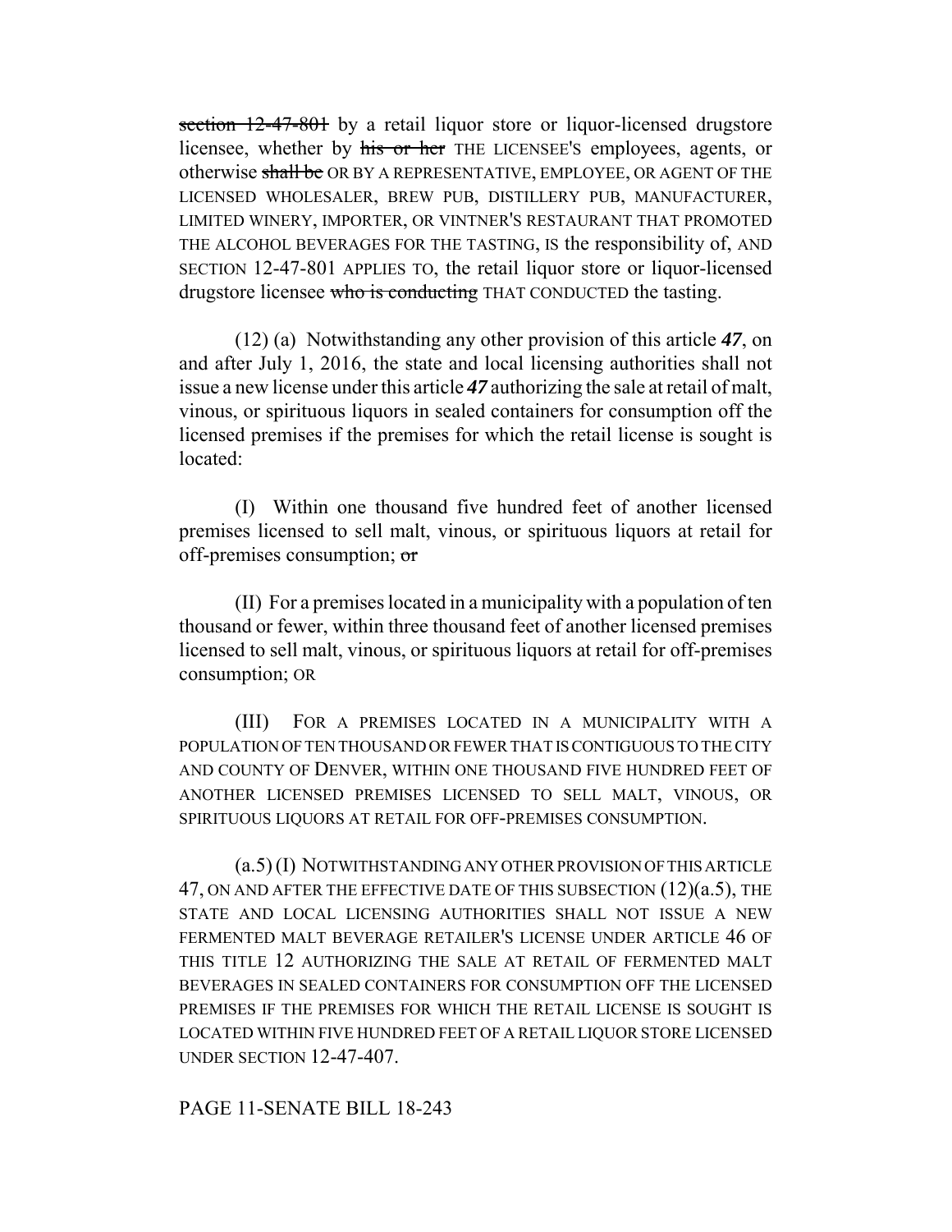~~section 12-47-801~~ by a retail liquor store or liquor-licensed drugstore licensee, whether by ~~his or her~~ THE LICENSEE'S employees, agents, or otherwise ~~shall be~~ OR BY A REPRESENTATIVE, EMPLOYEE, OR AGENT OF THE LICENSED WHOLESALER, BREW PUB, DISTILLERY PUB, MANUFACTURER, LIMITED WINERY, IMPORTER, OR VINTNER'S RESTAURANT THAT PROMOTED THE ALCOHOL BEVERAGES FOR THE TASTING, IS the responsibility of, AND SECTION 12-47-801 APPLIES TO, the retail liquor store or liquor-licensed drugstore licensee ~~who is conducting~~ THAT CONDUCTED the tasting.

(12) (a) Notwithstanding any other provision of this article ***47***, on and after July 1, 2016, the state and local licensing authorities shall not issue a new license under this article ***47*** authorizing the sale at retail of malt, vinous, or spirituous liquors in sealed containers for consumption off the licensed premises if the premises for which the retail license is sought is located:

(I) Within one thousand five hundred feet of another licensed premises licensed to sell malt, vinous, or spirituous liquors at retail for off-premises consumption; ~~or~~

(II) For a premises located in a municipality with a population of ten thousand or fewer, within three thousand feet of another licensed premises licensed to sell malt, vinous, or spirituous liquors at retail for off-premises consumption; OR

(III) FOR A PREMISES LOCATED IN A MUNICIPALITY WITH A POPULATION OF TEN THOUSAND OR FEWER THAT IS CONTIGUOUS TO THE CITY AND COUNTY OF DENVER, WITHIN ONE THOUSAND FIVE HUNDRED FEET OF ANOTHER LICENSED PREMISES LICENSED TO SELL MALT, VINOUS, OR SPIRITUOUS LIQUORS AT RETAIL FOR OFF-PREMISES CONSUMPTION.

(a.5) (I) NOTWITHSTANDING ANY OTHER PROVISION OF THIS ARTICLE 47, ON AND AFTER THE EFFECTIVE DATE OF THIS SUBSECTION (12)(a.5), THE STATE AND LOCAL LICENSING AUTHORITIES SHALL NOT ISSUE A NEW FERMENTED MALT BEVERAGE RETAILER'S LICENSE UNDER ARTICLE 46 OF THIS TITLE 12 AUTHORIZING THE SALE AT RETAIL OF FERMENTED MALT BEVERAGES IN SEALED CONTAINERS FOR CONSUMPTION OFF THE LICENSED PREMISES IF THE PREMISES FOR WHICH THE RETAIL LICENSE IS SOUGHT IS LOCATED WITHIN FIVE HUNDRED FEET OF A RETAIL LIQUOR STORE LICENSED UNDER SECTION 12-47-407.

PAGE 11-SENATE BILL 18-243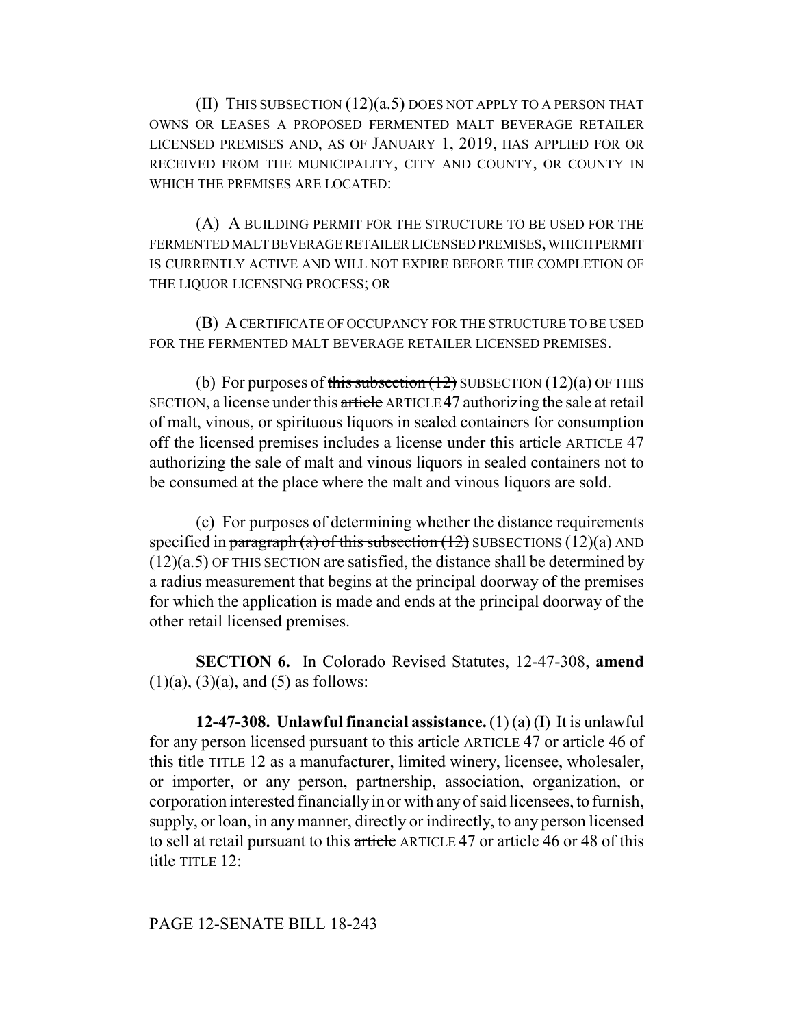(II) THIS SUBSECTION (12)(a.5) DOES NOT APPLY TO A PERSON THAT OWNS OR LEASES A PROPOSED FERMENTED MALT BEVERAGE RETAILER LICENSED PREMISES AND, AS OF JANUARY 1, 2019, HAS APPLIED FOR OR RECEIVED FROM THE MUNICIPALITY, CITY AND COUNTY, OR COUNTY IN WHICH THE PREMISES ARE LOCATED:

(A) A BUILDING PERMIT FOR THE STRUCTURE TO BE USED FOR THE FERMENTED MALT BEVERAGE RETAILER LICENSED PREMISES, WHICH PERMIT IS CURRENTLY ACTIVE AND WILL NOT EXPIRE BEFORE THE COMPLETION OF THE LIQUOR LICENSING PROCESS; OR

(B) A CERTIFICATE OF OCCUPANCY FOR THE STRUCTURE TO BE USED FOR THE FERMENTED MALT BEVERAGE RETAILER LICENSED PREMISES.

(b) For purposes of ~~this subsection (12)~~ SUBSECTION (12)(a) OF THIS SECTION, a license under this ~~article~~ ARTICLE 47 authorizing the sale at retail of malt, vinous, or spirituous liquors in sealed containers for consumption off the licensed premises includes a license under this ~~article~~ ARTICLE 47 authorizing the sale of malt and vinous liquors in sealed containers not to be consumed at the place where the malt and vinous liquors are sold.

(c) For purposes of determining whether the distance requirements specified in ~~paragraph (a) of this subsection (12)~~ SUBSECTIONS (12)(a) AND (12)(a.5) OF THIS SECTION are satisfied, the distance shall be determined by a radius measurement that begins at the principal doorway of the premises for which the application is made and ends at the principal doorway of the other retail licensed premises.

**SECTION 6.** In Colorado Revised Statutes, 12-47-308, **amend** (1)(a), (3)(a), and (5) as follows:

**12-47-308. Unlawful financial assistance.** (1) (a) (I) It is unlawful for any person licensed pursuant to this ~~article~~ ARTICLE 47 or article 46 of this ~~title~~ TITLE 12 as a manufacturer, limited winery, ~~licensee,~~ wholesaler, or importer, or any person, partnership, association, organization, or corporation interested financially in or with any of said licensees, to furnish, supply, or loan, in any manner, directly or indirectly, to any person licensed to sell at retail pursuant to this ~~article~~ ARTICLE 47 or article 46 or 48 of this ~~title~~ TITLE 12: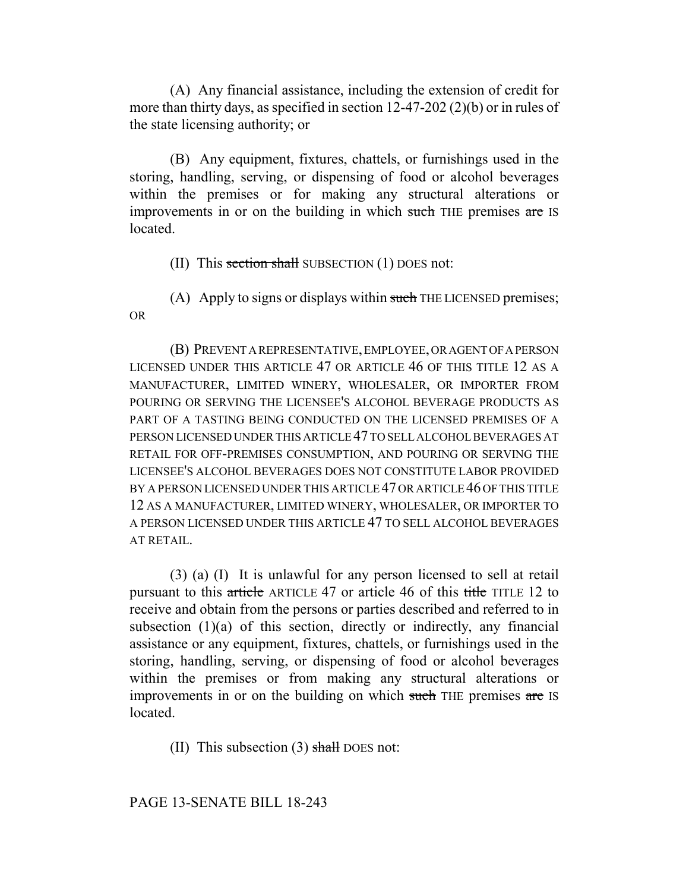(A) Any financial assistance, including the extension of credit for more than thirty days, as specified in section 12-47-202 (2)(b) or in rules of the state licensing authority; or

(B) Any equipment, fixtures, chattels, or furnishings used in the storing, handling, serving, or dispensing of food or alcohol beverages within the premises or for making any structural alterations or improvements in or on the building in which ~~such~~ THE premises ~~are~~ IS located.

(II) This ~~section shall~~ SUBSECTION (1) DOES not:

(A) Apply to signs or displays within ~~such~~ THE LICENSED premises; OR

(B) PREVENT A REPRESENTATIVE, EMPLOYEE, OR AGENT OF A PERSON LICENSED UNDER THIS ARTICLE 47 OR ARTICLE 46 OF THIS TITLE 12 AS A MANUFACTURER, LIMITED WINERY, WHOLESALER, OR IMPORTER FROM POURING OR SERVING THE LICENSEE'S ALCOHOL BEVERAGE PRODUCTS AS PART OF A TASTING BEING CONDUCTED ON THE LICENSED PREMISES OF A PERSON LICENSED UNDER THIS ARTICLE 47 TO SELL ALCOHOL BEVERAGES AT RETAIL FOR OFF-PREMISES CONSUMPTION, AND POURING OR SERVING THE LICENSEE'S ALCOHOL BEVERAGES DOES NOT CONSTITUTE LABOR PROVIDED BY A PERSON LICENSED UNDER THIS ARTICLE 47 OR ARTICLE 46 OF THIS TITLE 12 AS A MANUFACTURER, LIMITED WINERY, WHOLESALER, OR IMPORTER TO A PERSON LICENSED UNDER THIS ARTICLE 47 TO SELL ALCOHOL BEVERAGES AT RETAIL.

(3) (a) (I) It is unlawful for any person licensed to sell at retail pursuant to this ~~article~~ ARTICLE 47 or article 46 of this ~~title~~ TITLE 12 to receive and obtain from the persons or parties described and referred to in subsection (1)(a) of this section, directly or indirectly, any financial assistance or any equipment, fixtures, chattels, or furnishings used in the storing, handling, serving, or dispensing of food or alcohol beverages within the premises or from making any structural alterations or improvements in or on the building on which ~~such~~ THE premises ~~are~~ IS located.

(II) This subsection (3) ~~shall~~ DOES not: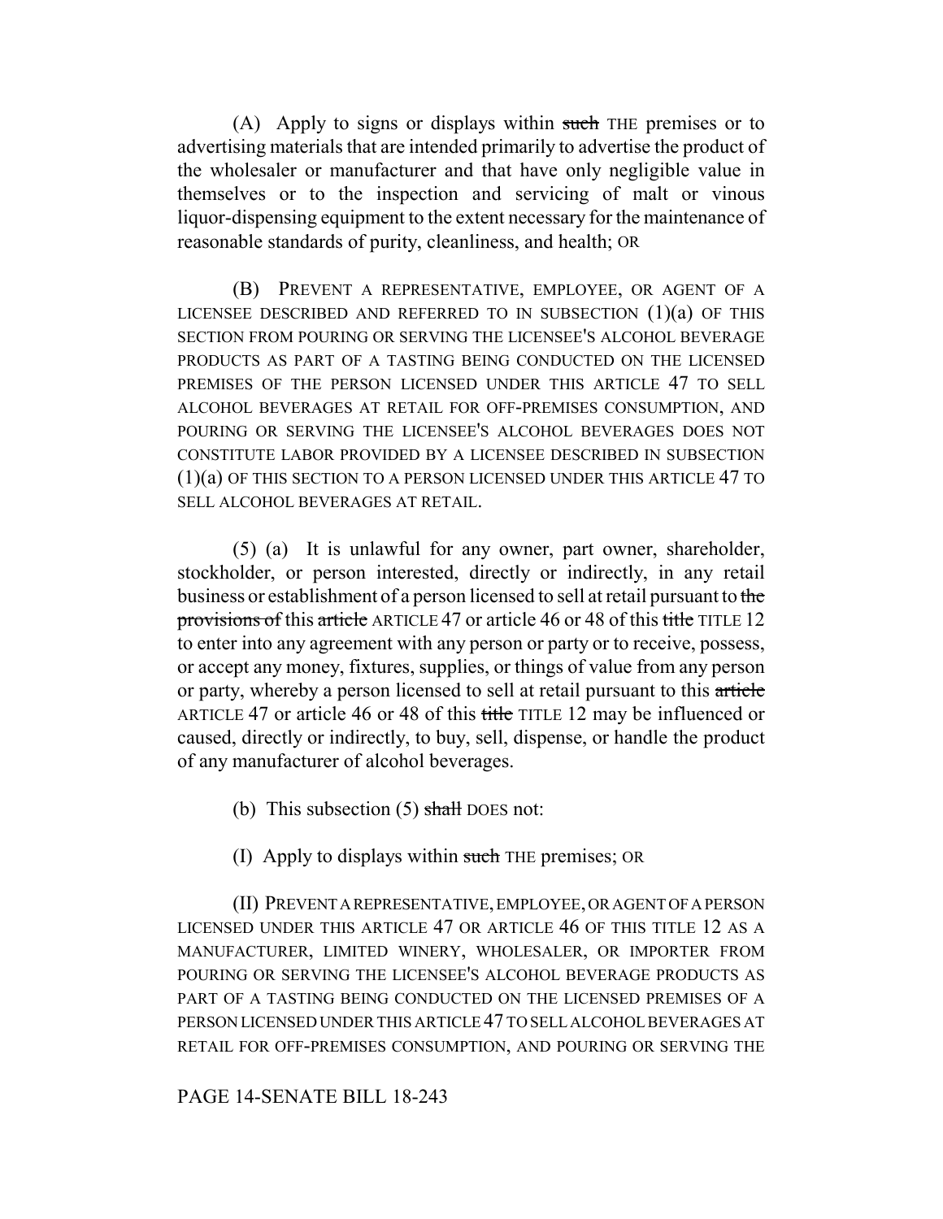(A) Apply to signs or displays within ~~such~~ THE premises or to advertising materials that are intended primarily to advertise the product of the wholesaler or manufacturer and that have only negligible value in themselves or to the inspection and servicing of malt or vinous liquor-dispensing equipment to the extent necessary for the maintenance of reasonable standards of purity, cleanliness, and health; OR

(B) PREVENT A REPRESENTATIVE, EMPLOYEE, OR AGENT OF A LICENSEE DESCRIBED AND REFERRED TO IN SUBSECTION (1)(a) OF THIS SECTION FROM POURING OR SERVING THE LICENSEE'S ALCOHOL BEVERAGE PRODUCTS AS PART OF A TASTING BEING CONDUCTED ON THE LICENSED PREMISES OF THE PERSON LICENSED UNDER THIS ARTICLE 47 TO SELL ALCOHOL BEVERAGES AT RETAIL FOR OFF-PREMISES CONSUMPTION, AND POURING OR SERVING THE LICENSEE'S ALCOHOL BEVERAGES DOES NOT CONSTITUTE LABOR PROVIDED BY A LICENSEE DESCRIBED IN SUBSECTION (1)(a) OF THIS SECTION TO A PERSON LICENSED UNDER THIS ARTICLE 47 TO SELL ALCOHOL BEVERAGES AT RETAIL.

(5) (a) It is unlawful for any owner, part owner, shareholder, stockholder, or person interested, directly or indirectly, in any retail business or establishment of a person licensed to sell at retail pursuant to ~~the provisions of~~ this ~~article~~ ARTICLE 47 or article 46 or 48 of this ~~title~~ TITLE 12 to enter into any agreement with any person or party or to receive, possess, or accept any money, fixtures, supplies, or things of value from any person or party, whereby a person licensed to sell at retail pursuant to this ~~article~~ ARTICLE 47 or article 46 or 48 of this ~~title~~ TITLE 12 may be influenced or caused, directly or indirectly, to buy, sell, dispense, or handle the product of any manufacturer of alcohol beverages.

(b) This subsection (5) ~~shall~~ DOES not:

(I) Apply to displays within ~~such~~ THE premises; OR

(II) PREVENT A REPRESENTATIVE, EMPLOYEE, OR AGENT OF A PERSON LICENSED UNDER THIS ARTICLE 47 OR ARTICLE 46 OF THIS TITLE 12 AS A MANUFACTURER, LIMITED WINERY, WHOLESALER, OR IMPORTER FROM POURING OR SERVING THE LICENSEE'S ALCOHOL BEVERAGE PRODUCTS AS PART OF A TASTING BEING CONDUCTED ON THE LICENSED PREMISES OF A PERSON LICENSED UNDER THIS ARTICLE 47 TO SELL ALCOHOL BEVERAGES AT RETAIL FOR OFF-PREMISES CONSUMPTION, AND POURING OR SERVING THE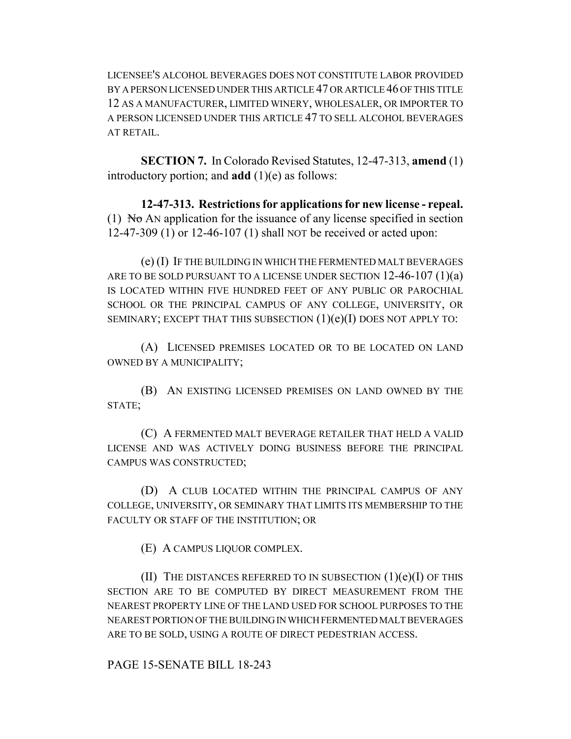LICENSEE'S ALCOHOL BEVERAGES DOES NOT CONSTITUTE LABOR PROVIDED BY A PERSON LICENSED UNDER THIS ARTICLE 47 OR ARTICLE 46 OF THIS TITLE 12 AS A MANUFACTURER, LIMITED WINERY, WHOLESALER, OR IMPORTER TO A PERSON LICENSED UNDER THIS ARTICLE 47 TO SELL ALCOHOL BEVERAGES AT RETAIL.

**SECTION 7.** In Colorado Revised Statutes, 12-47-313, **amend** (1) introductory portion; and **add** (1)(e) as follows:

**12-47-313. Restrictions for applications for new license - repeal.** (1) ~~No~~ AN application for the issuance of any license specified in section 12-47-309 (1) or 12-46-107 (1) shall NOT be received or acted upon:

(e) (I) IF THE BUILDING IN WHICH THE FERMENTED MALT BEVERAGES ARE TO BE SOLD PURSUANT TO A LICENSE UNDER SECTION 12-46-107 (1)(a) IS LOCATED WITHIN FIVE HUNDRED FEET OF ANY PUBLIC OR PAROCHIAL SCHOOL OR THE PRINCIPAL CAMPUS OF ANY COLLEGE, UNIVERSITY, OR SEMINARY; EXCEPT THAT THIS SUBSECTION (1)(e)(I) DOES NOT APPLY TO:

(A) LICENSED PREMISES LOCATED OR TO BE LOCATED ON LAND OWNED BY A MUNICIPALITY;

(B) AN EXISTING LICENSED PREMISES ON LAND OWNED BY THE STATE;

(C) A FERMENTED MALT BEVERAGE RETAILER THAT HELD A VALID LICENSE AND WAS ACTIVELY DOING BUSINESS BEFORE THE PRINCIPAL CAMPUS WAS CONSTRUCTED;

(D) A CLUB LOCATED WITHIN THE PRINCIPAL CAMPUS OF ANY COLLEGE, UNIVERSITY, OR SEMINARY THAT LIMITS ITS MEMBERSHIP TO THE FACULTY OR STAFF OF THE INSTITUTION; OR

(E) A CAMPUS LIQUOR COMPLEX.

(II) THE DISTANCES REFERRED TO IN SUBSECTION (1)(e)(I) OF THIS SECTION ARE TO BE COMPUTED BY DIRECT MEASUREMENT FROM THE NEAREST PROPERTY LINE OF THE LAND USED FOR SCHOOL PURPOSES TO THE NEAREST PORTION OF THE BUILDING IN WHICH FERMENTED MALT BEVERAGES ARE TO BE SOLD, USING A ROUTE OF DIRECT PEDESTRIAN ACCESS.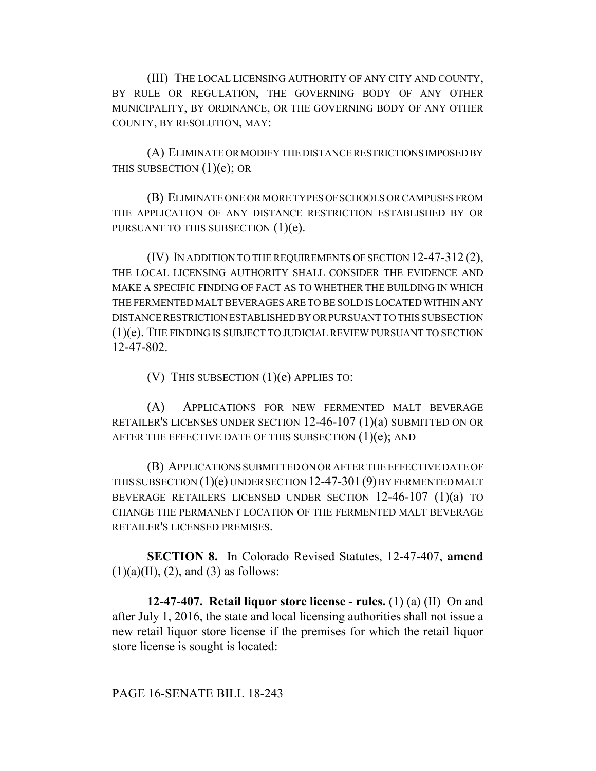(III) THE LOCAL LICENSING AUTHORITY OF ANY CITY AND COUNTY, BY RULE OR REGULATION, THE GOVERNING BODY OF ANY OTHER MUNICIPALITY, BY ORDINANCE, OR THE GOVERNING BODY OF ANY OTHER COUNTY, BY RESOLUTION, MAY:

(A) ELIMINATE OR MODIFY THE DISTANCE RESTRICTIONS IMPOSED BY THIS SUBSECTION (1)(e); OR

(B) ELIMINATE ONE OR MORE TYPES OF SCHOOLS OR CAMPUSES FROM THE APPLICATION OF ANY DISTANCE RESTRICTION ESTABLISHED BY OR PURSUANT TO THIS SUBSECTION (1)(e).

(IV) IN ADDITION TO THE REQUIREMENTS OF SECTION 12-47-312 (2), THE LOCAL LICENSING AUTHORITY SHALL CONSIDER THE EVIDENCE AND MAKE A SPECIFIC FINDING OF FACT AS TO WHETHER THE BUILDING IN WHICH THE FERMENTED MALT BEVERAGES ARE TO BE SOLD IS LOCATED WITHIN ANY DISTANCE RESTRICTION ESTABLISHED BY OR PURSUANT TO THIS SUBSECTION (1)(e). THE FINDING IS SUBJECT TO JUDICIAL REVIEW PURSUANT TO SECTION 12-47-802.

(V) THIS SUBSECTION (1)(e) APPLIES TO:

(A) APPLICATIONS FOR NEW FERMENTED MALT BEVERAGE RETAILER'S LICENSES UNDER SECTION 12-46-107 (1)(a) SUBMITTED ON OR AFTER THE EFFECTIVE DATE OF THIS SUBSECTION (1)(e); AND

(B) APPLICATIONS SUBMITTED ON OR AFTER THE EFFECTIVE DATE OF THIS SUBSECTION (1)(e) UNDER SECTION 12-47-301 (9) BY FERMENTED MALT BEVERAGE RETAILERS LICENSED UNDER SECTION 12-46-107 (1)(a) TO CHANGE THE PERMANENT LOCATION OF THE FERMENTED MALT BEVERAGE RETAILER'S LICENSED PREMISES.

**SECTION 8.** In Colorado Revised Statutes, 12-47-407, **amend** (1)(a)(II), (2), and (3) as follows:

**12-47-407. Retail liquor store license - rules.** (1) (a) (II) On and after July 1, 2016, the state and local licensing authorities shall not issue a new retail liquor store license if the premises for which the retail liquor store license is sought is located: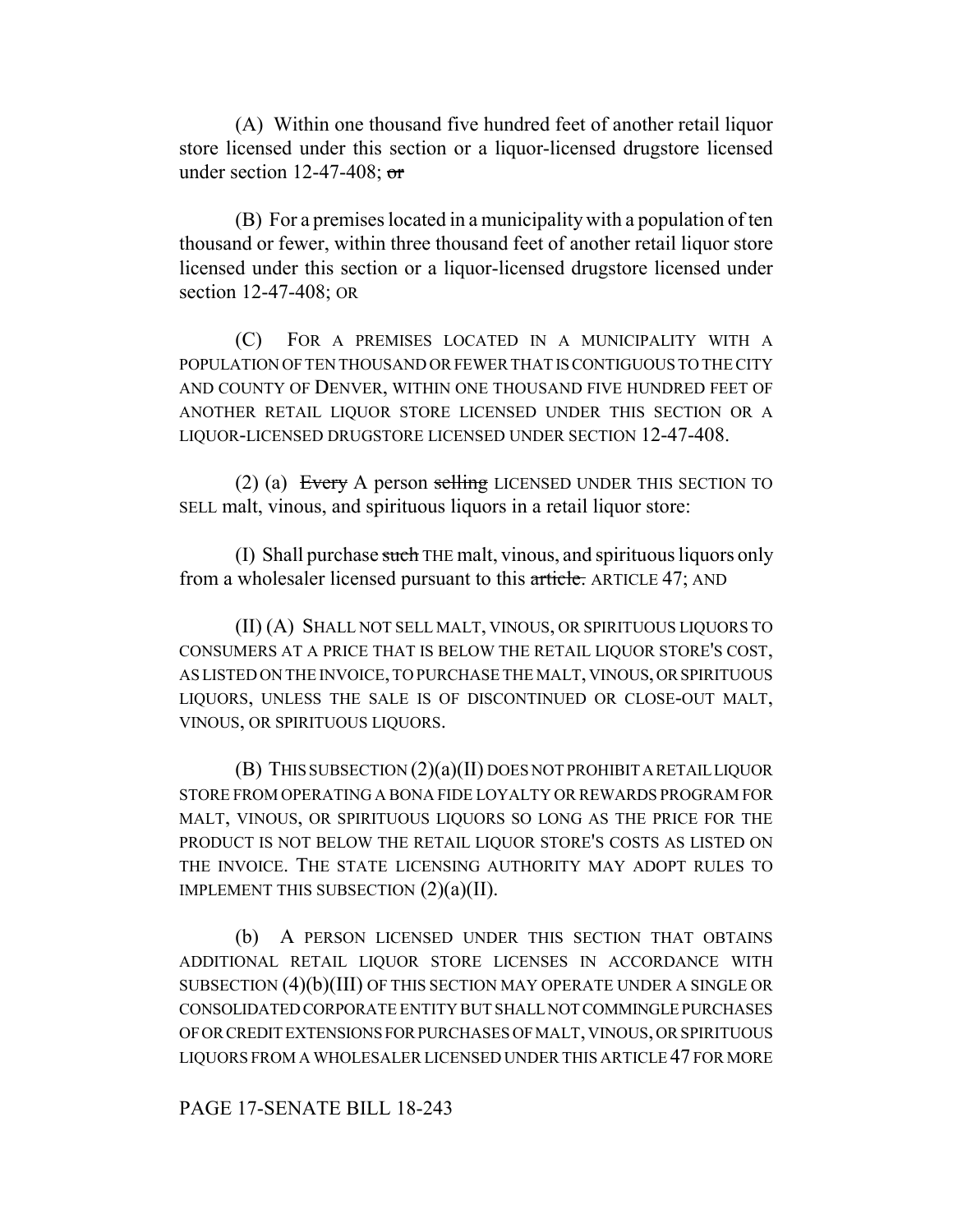(A) Within one thousand five hundred feet of another retail liquor store licensed under this section or a liquor-licensed drugstore licensed under section 12-47-408; ~~or~~

(B) For a premises located in a municipality with a population of ten thousand or fewer, within three thousand feet of another retail liquor store licensed under this section or a liquor-licensed drugstore licensed under section 12-47-408; OR

(C) FOR A PREMISES LOCATED IN A MUNICIPALITY WITH A POPULATION OF TEN THOUSAND OR FEWER THAT IS CONTIGUOUS TO THE CITY AND COUNTY OF DENVER, WITHIN ONE THOUSAND FIVE HUNDRED FEET OF ANOTHER RETAIL LIQUOR STORE LICENSED UNDER THIS SECTION OR A LIQUOR-LICENSED DRUGSTORE LICENSED UNDER SECTION 12-47-408.

(2) (a) ~~Every~~ A person ~~selling~~ LICENSED UNDER THIS SECTION TO SELL malt, vinous, and spirituous liquors in a retail liquor store:

(I) Shall purchase ~~such~~ THE malt, vinous, and spirituous liquors only from a wholesaler licensed pursuant to this ~~article.~~ ARTICLE 47; AND

(II) (A) SHALL NOT SELL MALT, VINOUS, OR SPIRITUOUS LIQUORS TO CONSUMERS AT A PRICE THAT IS BELOW THE RETAIL LIQUOR STORE'S COST, AS LISTED ON THE INVOICE, TO PURCHASE THE MALT, VINOUS, OR SPIRITUOUS LIQUORS, UNLESS THE SALE IS OF DISCONTINUED OR CLOSE-OUT MALT, VINOUS, OR SPIRITUOUS LIQUORS.

(B) THIS SUBSECTION (2)(a)(II) DOES NOT PROHIBIT A RETAIL LIQUOR STORE FROM OPERATING A BONA FIDE LOYALTY OR REWARDS PROGRAM FOR MALT, VINOUS, OR SPIRITUOUS LIQUORS SO LONG AS THE PRICE FOR THE PRODUCT IS NOT BELOW THE RETAIL LIQUOR STORE'S COSTS AS LISTED ON THE INVOICE. THE STATE LICENSING AUTHORITY MAY ADOPT RULES TO IMPLEMENT THIS SUBSECTION (2)(a)(II).

(b) A PERSON LICENSED UNDER THIS SECTION THAT OBTAINS ADDITIONAL RETAIL LIQUOR STORE LICENSES IN ACCORDANCE WITH SUBSECTION (4)(b)(III) OF THIS SECTION MAY OPERATE UNDER A SINGLE OR CONSOLIDATED CORPORATE ENTITY BUT SHALL NOT COMMINGLE PURCHASES OF OR CREDIT EXTENSIONS FOR PURCHASES OF MALT, VINOUS, OR SPIRITUOUS LIQUORS FROM A WHOLESALER LICENSED UNDER THIS ARTICLE 47 FOR MORE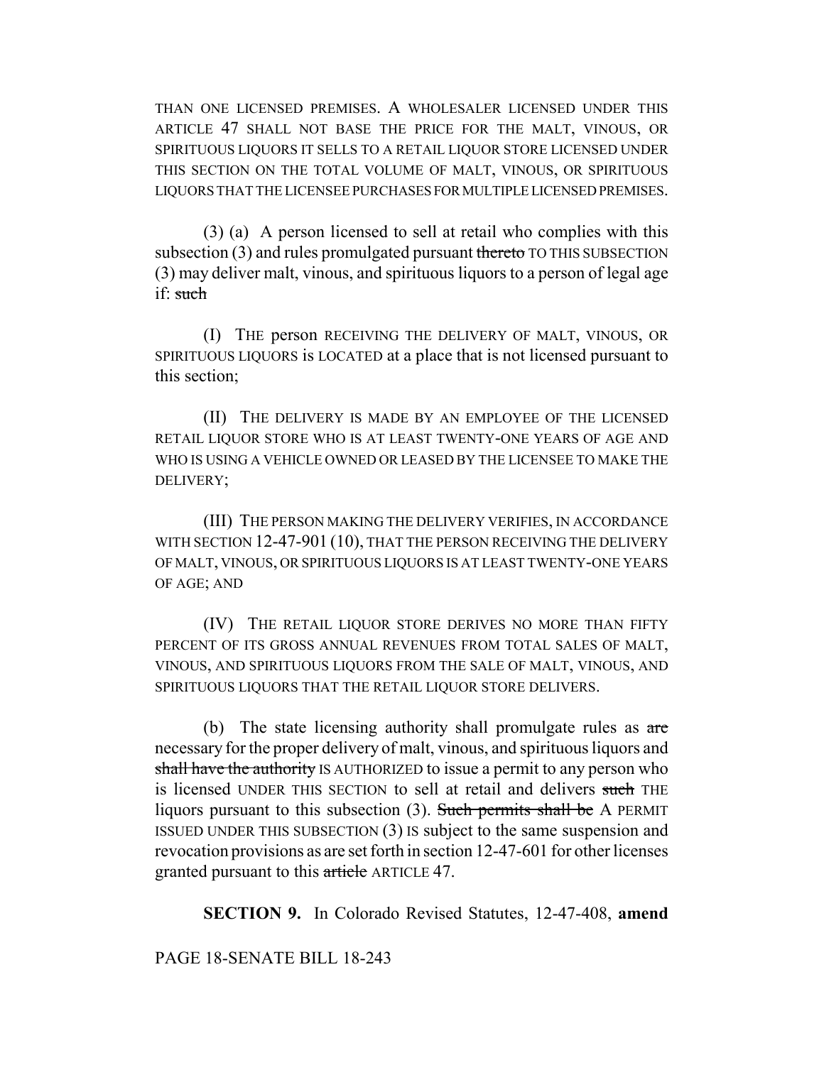THAN ONE LICENSED PREMISES. A WHOLESALER LICENSED UNDER THIS ARTICLE 47 SHALL NOT BASE THE PRICE FOR THE MALT, VINOUS, OR SPIRITUOUS LIQUORS IT SELLS TO A RETAIL LIQUOR STORE LICENSED UNDER THIS SECTION ON THE TOTAL VOLUME OF MALT, VINOUS, OR SPIRITUOUS LIQUORS THAT THE LICENSEE PURCHASES FOR MULTIPLE LICENSED PREMISES.

(3) (a) A person licensed to sell at retail who complies with this subsection (3) and rules promulgated pursuant ~~thereto~~ TO THIS SUBSECTION (3) may deliver malt, vinous, and spirituous liquors to a person of legal age if: ~~such~~

(I) THE person RECEIVING THE DELIVERY OF MALT, VINOUS, OR SPIRITUOUS LIQUORS is LOCATED at a place that is not licensed pursuant to this section;

(II) THE DELIVERY IS MADE BY AN EMPLOYEE OF THE LICENSED RETAIL LIQUOR STORE WHO IS AT LEAST TWENTY-ONE YEARS OF AGE AND WHO IS USING A VEHICLE OWNED OR LEASED BY THE LICENSEE TO MAKE THE DELIVERY;

(III) THE PERSON MAKING THE DELIVERY VERIFIES, IN ACCORDANCE WITH SECTION 12-47-901 (10), THAT THE PERSON RECEIVING THE DELIVERY OF MALT, VINOUS, OR SPIRITUOUS LIQUORS IS AT LEAST TWENTY-ONE YEARS OF AGE; AND

(IV) THE RETAIL LIQUOR STORE DERIVES NO MORE THAN FIFTY PERCENT OF ITS GROSS ANNUAL REVENUES FROM TOTAL SALES OF MALT, VINOUS, AND SPIRITUOUS LIQUORS FROM THE SALE OF MALT, VINOUS, AND SPIRITUOUS LIQUORS THAT THE RETAIL LIQUOR STORE DELIVERS.

(b) The state licensing authority shall promulgate rules as ~~are~~ necessary for the proper delivery of malt, vinous, and spirituous liquors and ~~shall have the authority~~ IS AUTHORIZED to issue a permit to any person who is licensed UNDER THIS SECTION to sell at retail and delivers ~~such~~ THE liquors pursuant to this subsection (3). ~~Such permits shall be~~ A PERMIT ISSUED UNDER THIS SUBSECTION (3) IS subject to the same suspension and revocation provisions as are set forth in section 12-47-601 for other licenses granted pursuant to this ~~article~~ ARTICLE 47.

**SECTION 9.** In Colorado Revised Statutes, 12-47-408, **amend**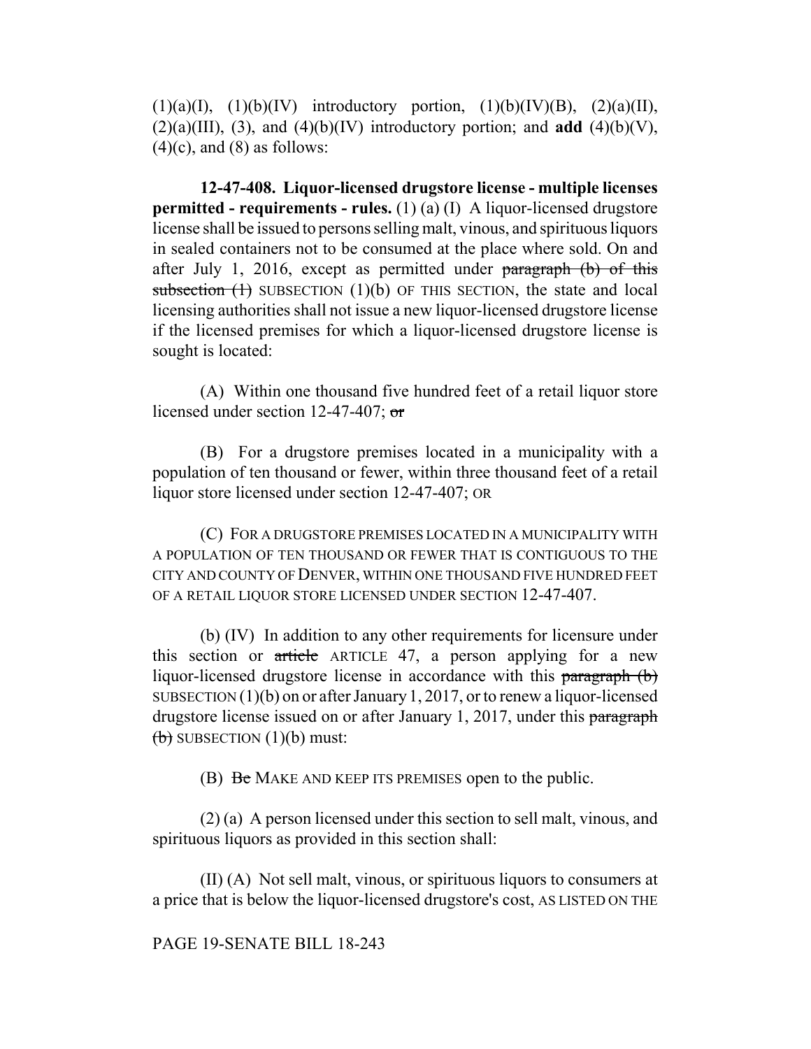(1)(a)(I), (1)(b)(IV) introductory portion, (1)(b)(IV)(B), (2)(a)(II), (2)(a)(III), (3), and (4)(b)(IV) introductory portion; and **add** (4)(b)(V), (4)(c), and (8) as follows:

**12-47-408. Liquor-licensed drugstore license - multiple licenses permitted - requirements - rules.** (1) (a) (I) A liquor-licensed drugstore license shall be issued to persons selling malt, vinous, and spirituous liquors in sealed containers not to be consumed at the place where sold. On and after July 1, 2016, except as permitted under ~~paragraph (b) of this subsection (1)~~ SUBSECTION (1)(b) OF THIS SECTION, the state and local licensing authorities shall not issue a new liquor-licensed drugstore license if the licensed premises for which a liquor-licensed drugstore license is sought is located:

(A) Within one thousand five hundred feet of a retail liquor store licensed under section 12-47-407; ~~or~~

(B) For a drugstore premises located in a municipality with a population of ten thousand or fewer, within three thousand feet of a retail liquor store licensed under section 12-47-407; OR

(C) FOR A DRUGSTORE PREMISES LOCATED IN A MUNICIPALITY WITH A POPULATION OF TEN THOUSAND OR FEWER THAT IS CONTIGUOUS TO THE CITY AND COUNTY OF DENVER, WITHIN ONE THOUSAND FIVE HUNDRED FEET OF A RETAIL LIQUOR STORE LICENSED UNDER SECTION 12-47-407.

(b) (IV) In addition to any other requirements for licensure under this section or ~~article~~ ARTICLE 47, a person applying for a new liquor-licensed drugstore license in accordance with this ~~paragraph (b)~~ SUBSECTION (1)(b) on or after January 1, 2017, or to renew a liquor-licensed drugstore license issued on or after January 1, 2017, under this ~~paragraph (b)~~ SUBSECTION (1)(b) must:

(B) ~~Be~~ MAKE AND KEEP ITS PREMISES open to the public.

(2) (a) A person licensed under this section to sell malt, vinous, and spirituous liquors as provided in this section shall:

(II) (A) Not sell malt, vinous, or spirituous liquors to consumers at a price that is below the liquor-licensed drugstore's cost, AS LISTED ON THE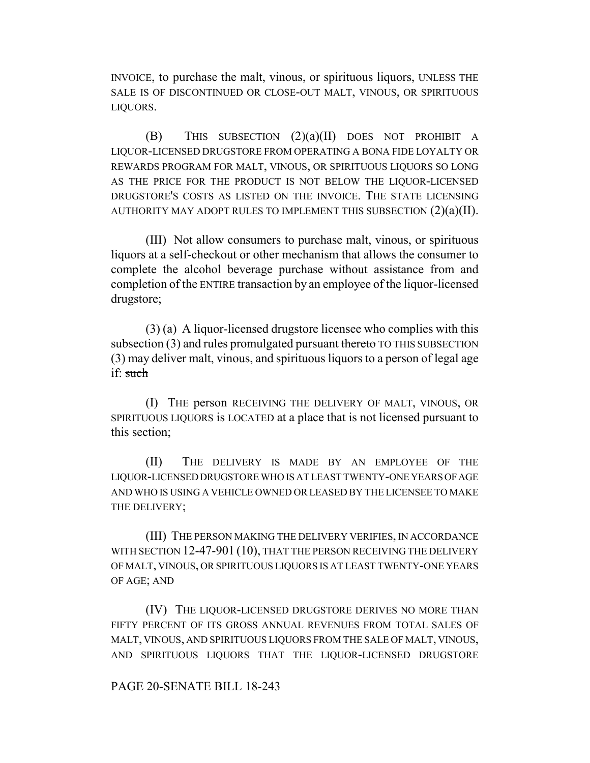INVOICE, to purchase the malt, vinous, or spirituous liquors, UNLESS THE SALE IS OF DISCONTINUED OR CLOSE-OUT MALT, VINOUS, OR SPIRITUOUS LIQUORS.

(B) THIS SUBSECTION (2)(a)(II) DOES NOT PROHIBIT A LIQUOR-LICENSED DRUGSTORE FROM OPERATING A BONA FIDE LOYALTY OR REWARDS PROGRAM FOR MALT, VINOUS, OR SPIRITUOUS LIQUORS SO LONG AS THE PRICE FOR THE PRODUCT IS NOT BELOW THE LIQUOR-LICENSED DRUGSTORE'S COSTS AS LISTED ON THE INVOICE. THE STATE LICENSING AUTHORITY MAY ADOPT RULES TO IMPLEMENT THIS SUBSECTION (2)(a)(II).

(III) Not allow consumers to purchase malt, vinous, or spirituous liquors at a self-checkout or other mechanism that allows the consumer to complete the alcohol beverage purchase without assistance from and completion of the ENTIRE transaction by an employee of the liquor-licensed drugstore;

(3) (a) A liquor-licensed drugstore licensee who complies with this subsection (3) and rules promulgated pursuant ~~thereto~~ TO THIS SUBSECTION (3) may deliver malt, vinous, and spirituous liquors to a person of legal age if: ~~such~~

(I) THE person RECEIVING THE DELIVERY OF MALT, VINOUS, OR SPIRITUOUS LIQUORS is LOCATED at a place that is not licensed pursuant to this section;

(II) THE DELIVERY IS MADE BY AN EMPLOYEE OF THE LIQUOR-LICENSED DRUGSTORE WHO IS AT LEAST TWENTY-ONE YEARS OF AGE AND WHO IS USING A VEHICLE OWNED OR LEASED BY THE LICENSEE TO MAKE THE DELIVERY;

(III) THE PERSON MAKING THE DELIVERY VERIFIES, IN ACCORDANCE WITH SECTION 12-47-901 (10), THAT THE PERSON RECEIVING THE DELIVERY OF MALT, VINOUS, OR SPIRITUOUS LIQUORS IS AT LEAST TWENTY-ONE YEARS OF AGE; AND

(IV) THE LIQUOR-LICENSED DRUGSTORE DERIVES NO MORE THAN FIFTY PERCENT OF ITS GROSS ANNUAL REVENUES FROM TOTAL SALES OF MALT, VINOUS, AND SPIRITUOUS LIQUORS FROM THE SALE OF MALT, VINOUS, AND SPIRITUOUS LIQUORS THAT THE LIQUOR-LICENSED DRUGSTORE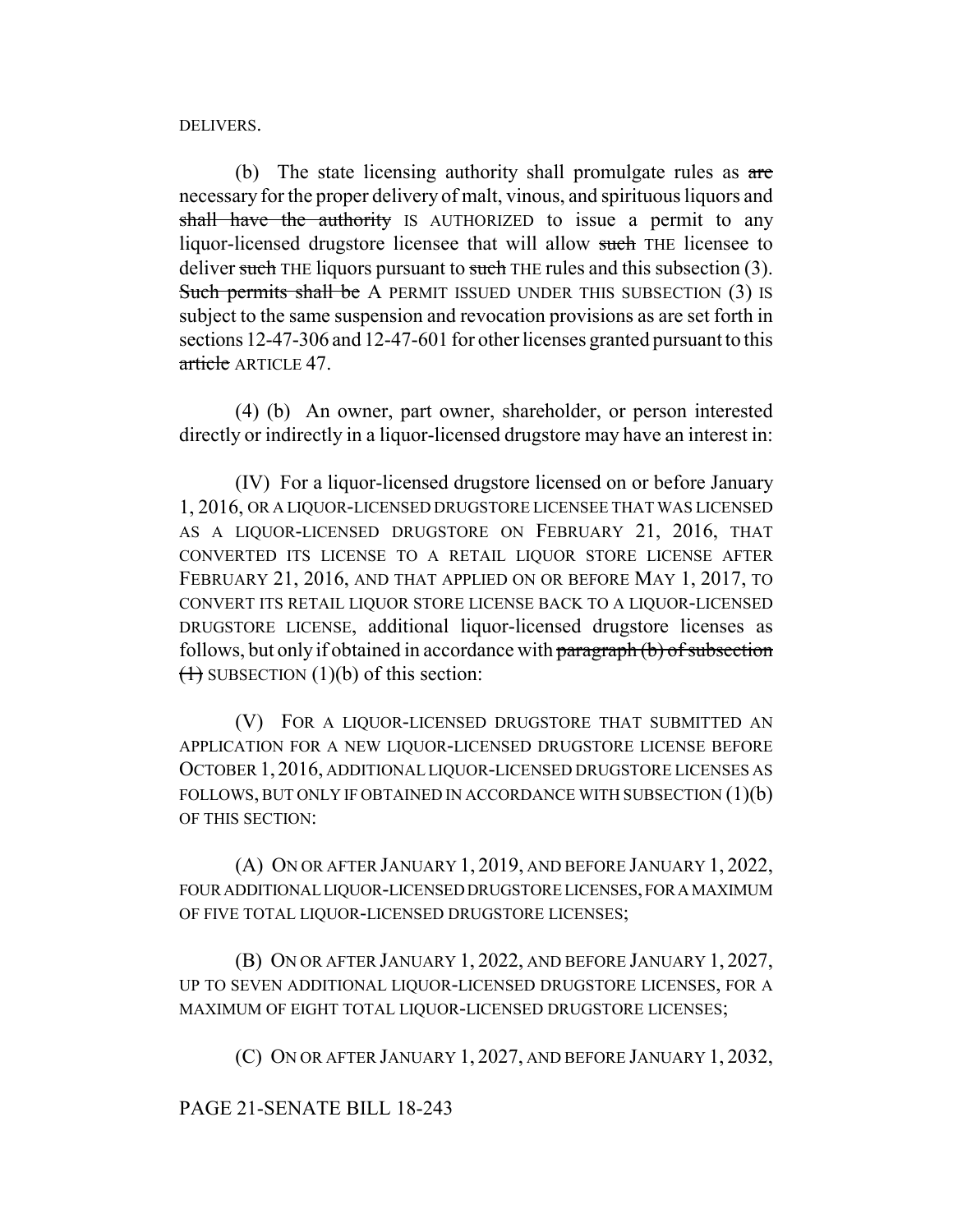DELIVERS.

(b) The state licensing authority shall promulgate rules as ~~are~~ necessary for the proper delivery of malt, vinous, and spirituous liquors and ~~shall have the authority~~ IS AUTHORIZED to issue a permit to any liquor-licensed drugstore licensee that will allow ~~such~~ THE licensee to deliver ~~such~~ THE liquors pursuant to ~~such~~ THE rules and this subsection (3). ~~Such permits shall be~~ A PERMIT ISSUED UNDER THIS SUBSECTION (3) IS subject to the same suspension and revocation provisions as are set forth in sections 12-47-306 and 12-47-601 for other licenses granted pursuant to this ~~article~~ ARTICLE 47.

(4) (b) An owner, part owner, shareholder, or person interested directly or indirectly in a liquor-licensed drugstore may have an interest in:

(IV) For a liquor-licensed drugstore licensed on or before January 1, 2016, OR A LIQUOR-LICENSED DRUGSTORE LICENSEE THAT WAS LICENSED AS A LIQUOR-LICENSED DRUGSTORE ON FEBRUARY 21, 2016, THAT CONVERTED ITS LICENSE TO A RETAIL LIQUOR STORE LICENSE AFTER FEBRUARY 21, 2016, AND THAT APPLIED ON OR BEFORE MAY 1, 2017, TO CONVERT ITS RETAIL LIQUOR STORE LICENSE BACK TO A LIQUOR-LICENSED DRUGSTORE LICENSE, additional liquor-licensed drugstore licenses as follows, but only if obtained in accordance with ~~paragraph (b) of subsection (1)~~ SUBSECTION (1)(b) of this section:

(V) FOR A LIQUOR-LICENSED DRUGSTORE THAT SUBMITTED AN APPLICATION FOR A NEW LIQUOR-LICENSED DRUGSTORE LICENSE BEFORE OCTOBER 1, 2016, ADDITIONAL LIQUOR-LICENSED DRUGSTORE LICENSES AS FOLLOWS, BUT ONLY IF OBTAINED IN ACCORDANCE WITH SUBSECTION (1)(b) OF THIS SECTION:

(A) ON OR AFTER JANUARY 1, 2019, AND BEFORE JANUARY 1, 2022, FOUR ADDITIONAL LIQUOR-LICENSED DRUGSTORE LICENSES, FOR A MAXIMUM OF FIVE TOTAL LIQUOR-LICENSED DRUGSTORE LICENSES;

(B) ON OR AFTER JANUARY 1, 2022, AND BEFORE JANUARY 1, 2027, UP TO SEVEN ADDITIONAL LIQUOR-LICENSED DRUGSTORE LICENSES, FOR A MAXIMUM OF EIGHT TOTAL LIQUOR-LICENSED DRUGSTORE LICENSES;

(C) ON OR AFTER JANUARY 1, 2027, AND BEFORE JANUARY 1, 2032,

PAGE 21-SENATE BILL 18-243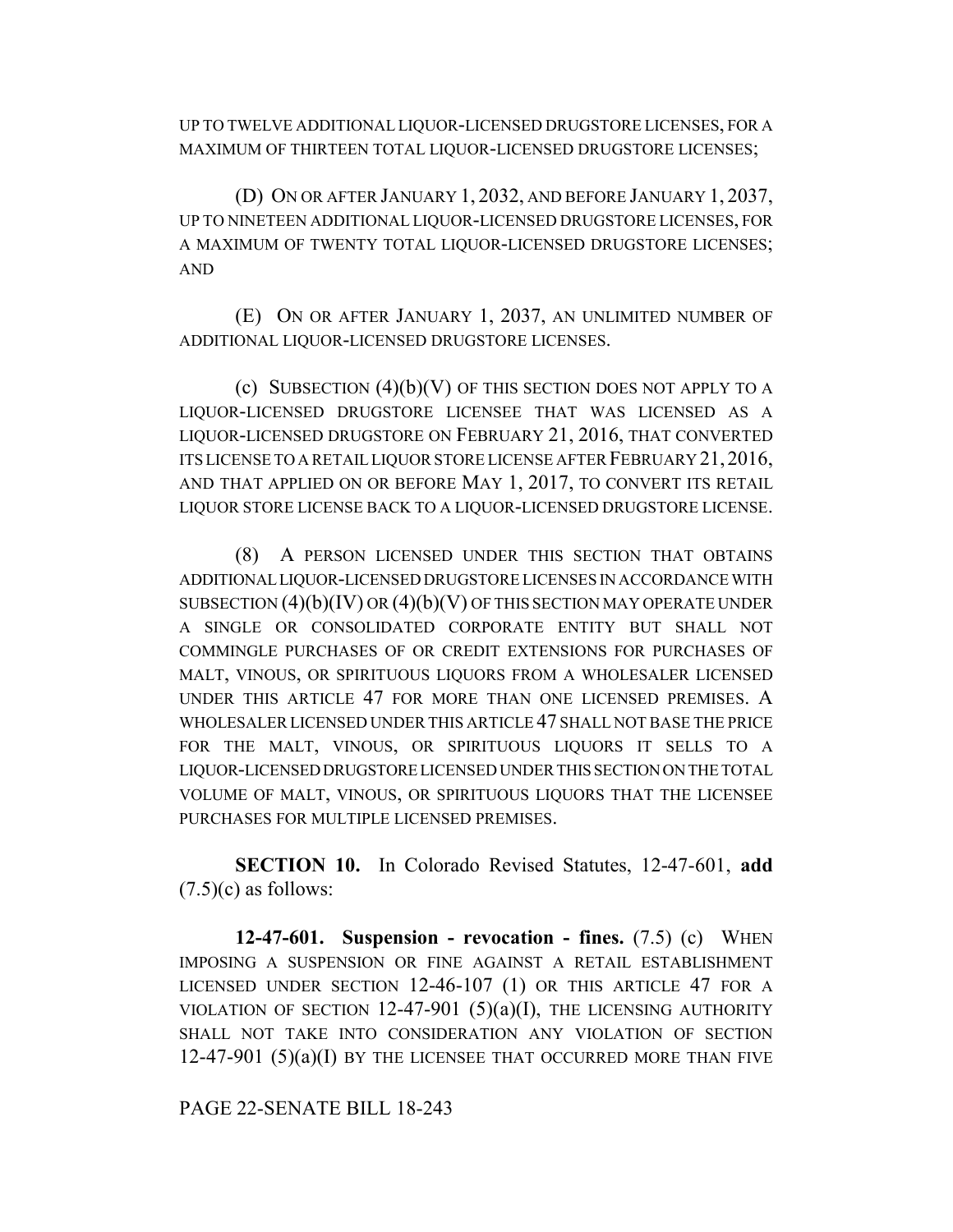UP TO TWELVE ADDITIONAL LIQUOR-LICENSED DRUGSTORE LICENSES, FOR A MAXIMUM OF THIRTEEN TOTAL LIQUOR-LICENSED DRUGSTORE LICENSES;

(D) ON OR AFTER JANUARY 1, 2032, AND BEFORE JANUARY 1, 2037, UP TO NINETEEN ADDITIONAL LIQUOR-LICENSED DRUGSTORE LICENSES, FOR A MAXIMUM OF TWENTY TOTAL LIQUOR-LICENSED DRUGSTORE LICENSES; AND

(E) ON OR AFTER JANUARY 1, 2037, AN UNLIMITED NUMBER OF ADDITIONAL LIQUOR-LICENSED DRUGSTORE LICENSES.

(c) SUBSECTION (4)(b)(V) OF THIS SECTION DOES NOT APPLY TO A LIQUOR-LICENSED DRUGSTORE LICENSEE THAT WAS LICENSED AS A LIQUOR-LICENSED DRUGSTORE ON FEBRUARY 21, 2016, THAT CONVERTED ITS LICENSE TO A RETAIL LIQUOR STORE LICENSE AFTER FEBRUARY 21, 2016, AND THAT APPLIED ON OR BEFORE MAY 1, 2017, TO CONVERT ITS RETAIL LIQUOR STORE LICENSE BACK TO A LIQUOR-LICENSED DRUGSTORE LICENSE.

(8) A PERSON LICENSED UNDER THIS SECTION THAT OBTAINS ADDITIONAL LIQUOR-LICENSED DRUGSTORE LICENSES IN ACCORDANCE WITH SUBSECTION (4)(b)(IV) OR (4)(b)(V) OF THIS SECTION MAY OPERATE UNDER A SINGLE OR CONSOLIDATED CORPORATE ENTITY BUT SHALL NOT COMMINGLE PURCHASES OF OR CREDIT EXTENSIONS FOR PURCHASES OF MALT, VINOUS, OR SPIRITUOUS LIQUORS FROM A WHOLESALER LICENSED UNDER THIS ARTICLE 47 FOR MORE THAN ONE LICENSED PREMISES. A WHOLESALER LICENSED UNDER THIS ARTICLE 47 SHALL NOT BASE THE PRICE FOR THE MALT, VINOUS, OR SPIRITUOUS LIQUORS IT SELLS TO A LIQUOR-LICENSED DRUGSTORE LICENSED UNDER THIS SECTION ON THE TOTAL VOLUME OF MALT, VINOUS, OR SPIRITUOUS LIQUORS THAT THE LICENSEE PURCHASES FOR MULTIPLE LICENSED PREMISES.

**SECTION 10.** In Colorado Revised Statutes, 12-47-601, **add** (7.5)(c) as follows:

**12-47-601. Suspension - revocation - fines.** (7.5) (c) WHEN IMPOSING A SUSPENSION OR FINE AGAINST A RETAIL ESTABLISHMENT LICENSED UNDER SECTION 12-46-107 (1) OR THIS ARTICLE 47 FOR A VIOLATION OF SECTION 12-47-901 (5)(a)(I), THE LICENSING AUTHORITY SHALL NOT TAKE INTO CONSIDERATION ANY VIOLATION OF SECTION 12-47-901 (5)(a)(I) BY THE LICENSEE THAT OCCURRED MORE THAN FIVE

PAGE 22-SENATE BILL 18-243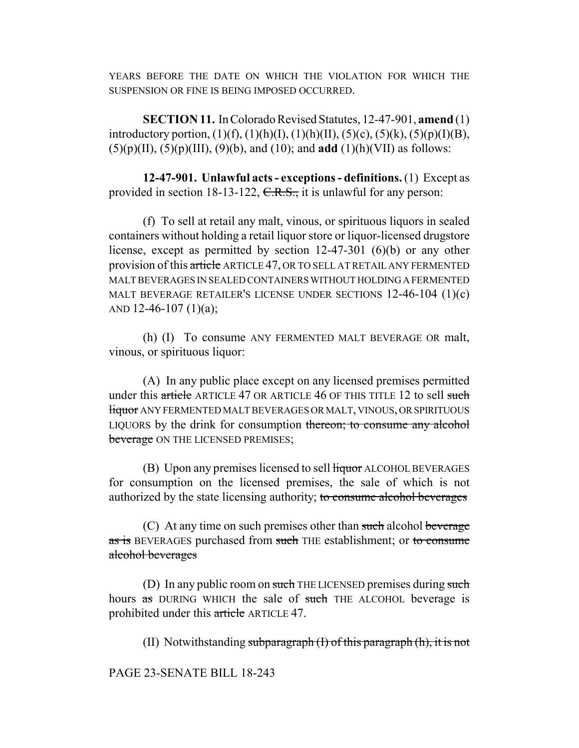YEARS BEFORE THE DATE ON WHICH THE VIOLATION FOR WHICH THE SUSPENSION OR FINE IS BEING IMPOSED OCCURRED.

**SECTION 11.** In Colorado Revised Statutes, 12-47-901, **amend** (1) introductory portion, (1)(f), (1)(h)(I), (1)(h)(II), (5)(c), (5)(k), (5)(p)(I)(B), (5)(p)(II), (5)(p)(III), (9)(b), and (10); and **add** (1)(h)(VII) as follows:

**12-47-901. Unlawful acts - exceptions - definitions.** (1) Except as provided in section 18-13-122, ~~C.R.S.,~~ it is unlawful for any person:

(f) To sell at retail any malt, vinous, or spirituous liquors in sealed containers without holding a retail liquor store or liquor-licensed drugstore license, except as permitted by section 12-47-301 (6)(b) or any other provision of this ~~article~~ ARTICLE 47, OR TO SELL AT RETAIL ANY FERMENTED MALT BEVERAGES IN SEALED CONTAINERS WITHOUT HOLDING A FERMENTED MALT BEVERAGE RETAILER'S LICENSE UNDER SECTIONS 12-46-104 (1)(c) AND 12-46-107 (1)(a);

(h) (I) To consume ANY FERMENTED MALT BEVERAGE OR malt, vinous, or spirituous liquor:

(A) In any public place except on any licensed premises permitted under this ~~article~~ ARTICLE 47 OR ARTICLE 46 OF THIS TITLE 12 to sell ~~such liquor~~ ANY FERMENTED MALT BEVERAGES OR MALT, VINOUS, OR SPIRITUOUS LIQUORS by the drink for consumption ~~thereon; to consume any alcohol beverage~~ ON THE LICENSED PREMISES;

(B) Upon any premises licensed to sell ~~liquor~~ ALCOHOL BEVERAGES for consumption on the licensed premises, the sale of which is not authorized by the state licensing authority; ~~to consume alcohol beverages~~

(C) At any time on such premises other than ~~such~~ alcohol ~~beverage as is~~ BEVERAGES purchased from ~~such~~ THE establishment; or ~~to consume alcohol beverages~~

(D) In any public room on ~~such~~ THE LICENSED premises during ~~such~~ hours ~~as~~ DURING WHICH the sale of ~~such~~ THE ALCOHOL beverage is prohibited under this ~~article~~ ARTICLE 47.

(II) Notwithstanding ~~subparagraph (I) of this paragraph (h), it is not~~

PAGE 23-SENATE BILL 18-243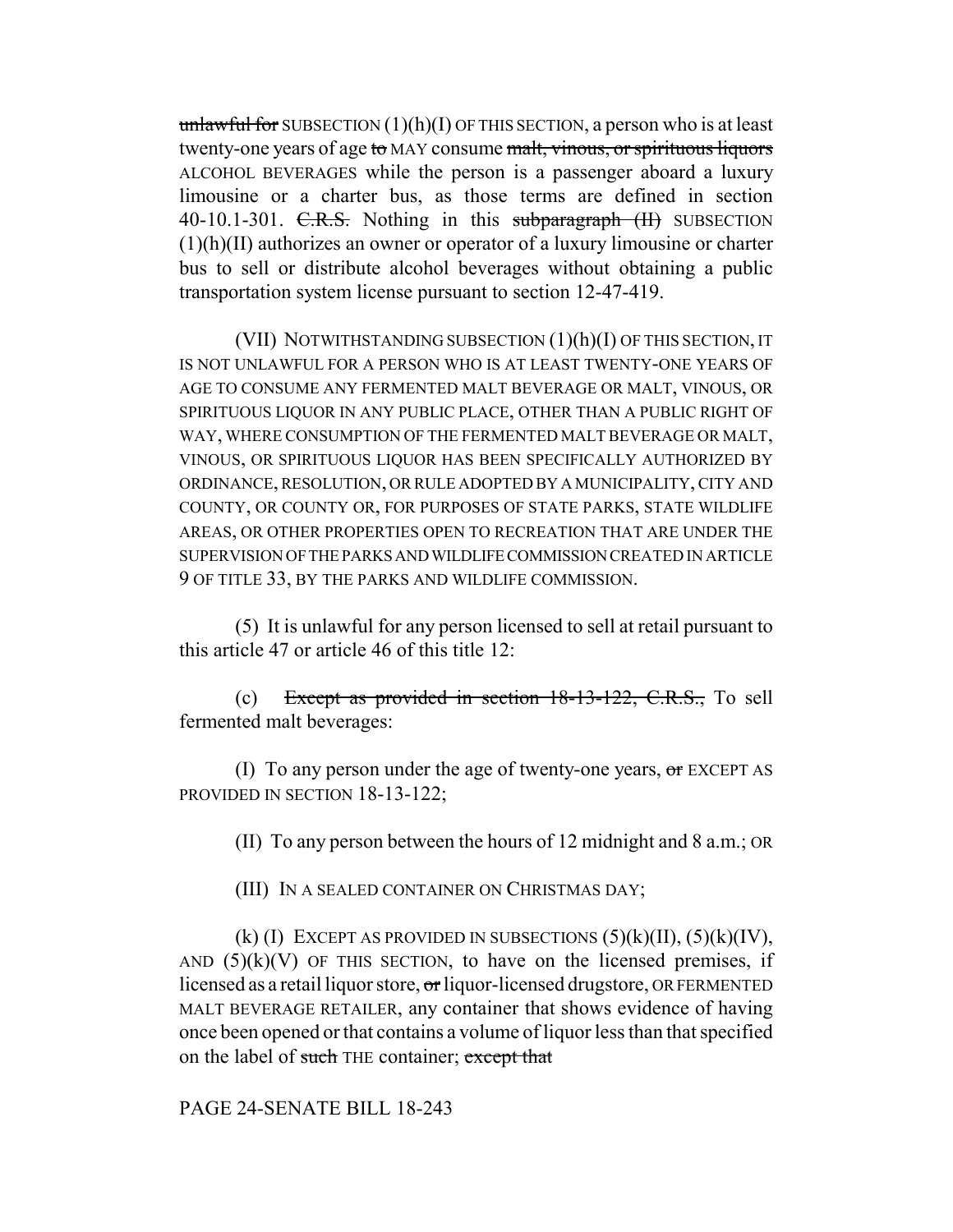~~unlawful for~~ SUBSECTION (1)(h)(I) OF THIS SECTION, a person who is at least twenty-one years of age ~~to~~ MAY consume ~~malt, vinous, or spirituous liquors~~ ALCOHOL BEVERAGES while the person is a passenger aboard a luxury limousine or a charter bus, as those terms are defined in section 40-10.1-301. ~~C.R.S.~~ Nothing in this ~~subparagraph (II)~~ SUBSECTION (1)(h)(II) authorizes an owner or operator of a luxury limousine or charter bus to sell or distribute alcohol beverages without obtaining a public transportation system license pursuant to section 12-47-419.

(VII) NOTWITHSTANDING SUBSECTION (1)(h)(I) OF THIS SECTION, IT IS NOT UNLAWFUL FOR A PERSON WHO IS AT LEAST TWENTY-ONE YEARS OF AGE TO CONSUME ANY FERMENTED MALT BEVERAGE OR MALT, VINOUS, OR SPIRITUOUS LIQUOR IN ANY PUBLIC PLACE, OTHER THAN A PUBLIC RIGHT OF WAY, WHERE CONSUMPTION OF THE FERMENTED MALT BEVERAGE OR MALT, VINOUS, OR SPIRITUOUS LIQUOR HAS BEEN SPECIFICALLY AUTHORIZED BY ORDINANCE, RESOLUTION, OR RULE ADOPTED BY A MUNICIPALITY, CITY AND COUNTY, OR COUNTY OR, FOR PURPOSES OF STATE PARKS, STATE WILDLIFE AREAS, OR OTHER PROPERTIES OPEN TO RECREATION THAT ARE UNDER THE SUPERVISION OF THE PARKS AND WILDLIFE COMMISSION CREATED IN ARTICLE 9 OF TITLE 33, BY THE PARKS AND WILDLIFE COMMISSION.

(5) It is unlawful for any person licensed to sell at retail pursuant to this article 47 or article 46 of this title 12:

(c) ~~Except as provided in section 18-13-122, C.R.S.,~~ To sell fermented malt beverages:

(I) To any person under the age of twenty-one years, ~~or~~ EXCEPT AS PROVIDED IN SECTION 18-13-122;

(II) To any person between the hours of 12 midnight and 8 a.m.; OR

(III) IN A SEALED CONTAINER ON CHRISTMAS DAY;

(k) (I) EXCEPT AS PROVIDED IN SUBSECTIONS (5)(k)(II), (5)(k)(IV), AND (5)(k)(V) OF THIS SECTION, to have on the licensed premises, if licensed as a retail liquor store, ~~or~~ liquor-licensed drugstore, OR FERMENTED MALT BEVERAGE RETAILER, any container that shows evidence of having once been opened or that contains a volume of liquor less than that specified on the label of ~~such~~ THE container; ~~except that~~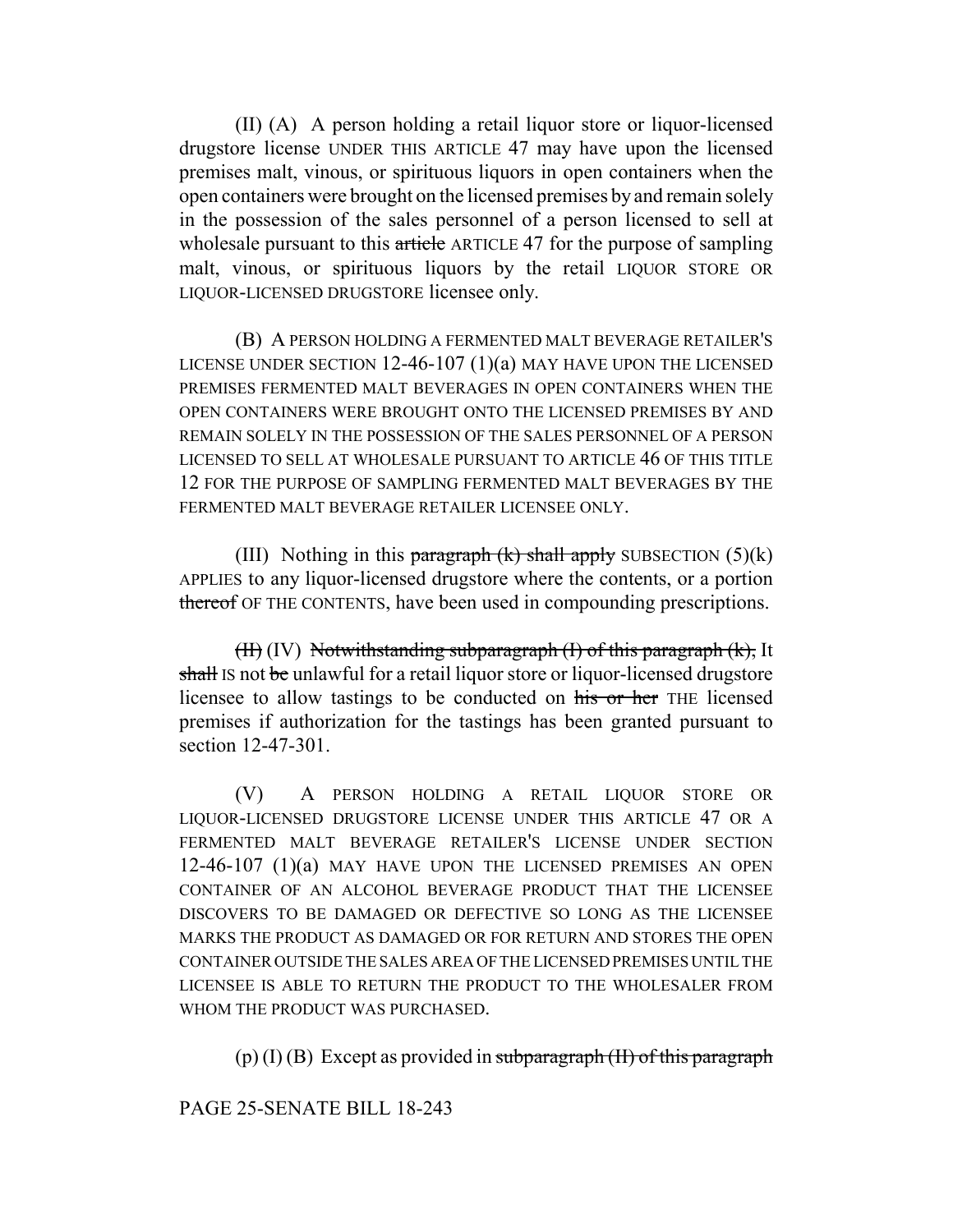(II) (A) A person holding a retail liquor store or liquor-licensed drugstore license UNDER THIS ARTICLE 47 may have upon the licensed premises malt, vinous, or spirituous liquors in open containers when the open containers were brought on the licensed premises by and remain solely in the possession of the sales personnel of a person licensed to sell at wholesale pursuant to this ~~article~~ ARTICLE 47 for the purpose of sampling malt, vinous, or spirituous liquors by the retail LIQUOR STORE OR LIQUOR-LICENSED DRUGSTORE licensee only.

(B) A PERSON HOLDING A FERMENTED MALT BEVERAGE RETAILER'S LICENSE UNDER SECTION 12-46-107 (1)(a) MAY HAVE UPON THE LICENSED PREMISES FERMENTED MALT BEVERAGES IN OPEN CONTAINERS WHEN THE OPEN CONTAINERS WERE BROUGHT ONTO THE LICENSED PREMISES BY AND REMAIN SOLELY IN THE POSSESSION OF THE SALES PERSONNEL OF A PERSON LICENSED TO SELL AT WHOLESALE PURSUANT TO ARTICLE 46 OF THIS TITLE 12 FOR THE PURPOSE OF SAMPLING FERMENTED MALT BEVERAGES BY THE FERMENTED MALT BEVERAGE RETAILER LICENSEE ONLY.

(III) Nothing in this ~~paragraph (k) shall apply~~ SUBSECTION (5)(k) APPLIES to any liquor-licensed drugstore where the contents, or a portion ~~thereof~~ OF THE CONTENTS, have been used in compounding prescriptions.

~~(II)~~ (IV) ~~Notwithstanding subparagraph (I) of this paragraph (k),~~ It ~~shall~~ IS not ~~be~~ unlawful for a retail liquor store or liquor-licensed drugstore licensee to allow tastings to be conducted on ~~his or her~~ THE licensed premises if authorization for the tastings has been granted pursuant to section 12-47-301.

(V) A PERSON HOLDING A RETAIL LIQUOR STORE OR LIQUOR-LICENSED DRUGSTORE LICENSE UNDER THIS ARTICLE 47 OR A FERMENTED MALT BEVERAGE RETAILER'S LICENSE UNDER SECTION 12-46-107 (1)(a) MAY HAVE UPON THE LICENSED PREMISES AN OPEN CONTAINER OF AN ALCOHOL BEVERAGE PRODUCT THAT THE LICENSEE DISCOVERS TO BE DAMAGED OR DEFECTIVE SO LONG AS THE LICENSEE MARKS THE PRODUCT AS DAMAGED OR FOR RETURN AND STORES THE OPEN CONTAINER OUTSIDE THE SALES AREA OF THE LICENSED PREMISES UNTIL THE LICENSEE IS ABLE TO RETURN THE PRODUCT TO THE WHOLESALER FROM WHOM THE PRODUCT WAS PURCHASED.

(p) (I) (B) Except as provided in ~~subparagraph (II) of this paragraph~~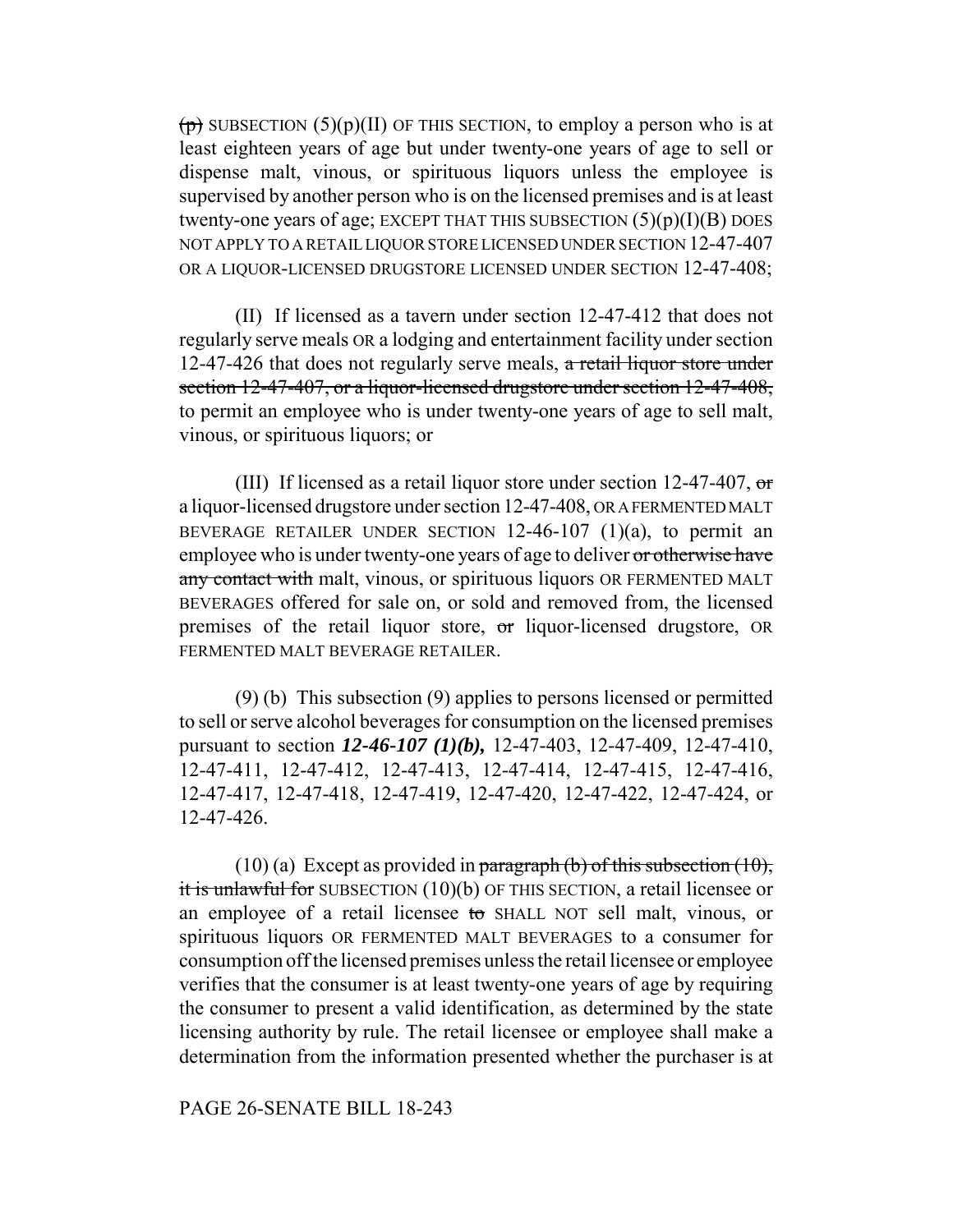~~(p)~~ SUBSECTION (5)(p)(II) OF THIS SECTION, to employ a person who is at least eighteen years of age but under twenty-one years of age to sell or dispense malt, vinous, or spirituous liquors unless the employee is supervised by another person who is on the licensed premises and is at least twenty-one years of age; EXCEPT THAT THIS SUBSECTION (5)(p)(I)(B) DOES NOT APPLY TO A RETAIL LIQUOR STORE LICENSED UNDER SECTION 12-47-407 OR A LIQUOR-LICENSED DRUGSTORE LICENSED UNDER SECTION 12-47-408;

(II) If licensed as a tavern under section 12-47-412 that does not regularly serve meals OR a lodging and entertainment facility under section 12-47-426 that does not regularly serve meals, ~~a retail liquor store under section 12-47-407, or a liquor-licensed drugstore under section 12-47-408,~~ to permit an employee who is under twenty-one years of age to sell malt, vinous, or spirituous liquors; or

(III) If licensed as a retail liquor store under section 12-47-407, ~~or~~ a liquor-licensed drugstore under section 12-47-408, OR A FERMENTED MALT BEVERAGE RETAILER UNDER SECTION 12-46-107 (1)(a), to permit an employee who is under twenty-one years of age to deliver ~~or otherwise have any contact with~~ malt, vinous, or spirituous liquors OR FERMENTED MALT BEVERAGES offered for sale on, or sold and removed from, the licensed premises of the retail liquor store, ~~or~~ liquor-licensed drugstore, OR FERMENTED MALT BEVERAGE RETAILER.

(9) (b) This subsection (9) applies to persons licensed or permitted to sell or serve alcohol beverages for consumption on the licensed premises pursuant to section ***12-46-107 (1)(b),*** 12-47-403, 12-47-409, 12-47-410, 12-47-411, 12-47-412, 12-47-413, 12-47-414, 12-47-415, 12-47-416, 12-47-417, 12-47-418, 12-47-419, 12-47-420, 12-47-422, 12-47-424, or 12-47-426.

(10) (a) Except as provided in ~~paragraph (b) of this subsection (10), it is unlawful for~~ SUBSECTION (10)(b) OF THIS SECTION, a retail licensee or an employee of a retail licensee ~~to~~ SHALL NOT sell malt, vinous, or spirituous liquors OR FERMENTED MALT BEVERAGES to a consumer for consumption off the licensed premises unless the retail licensee or employee verifies that the consumer is at least twenty-one years of age by requiring the consumer to present a valid identification, as determined by the state licensing authority by rule. The retail licensee or employee shall make a determination from the information presented whether the purchaser is at

PAGE 26-SENATE BILL 18-243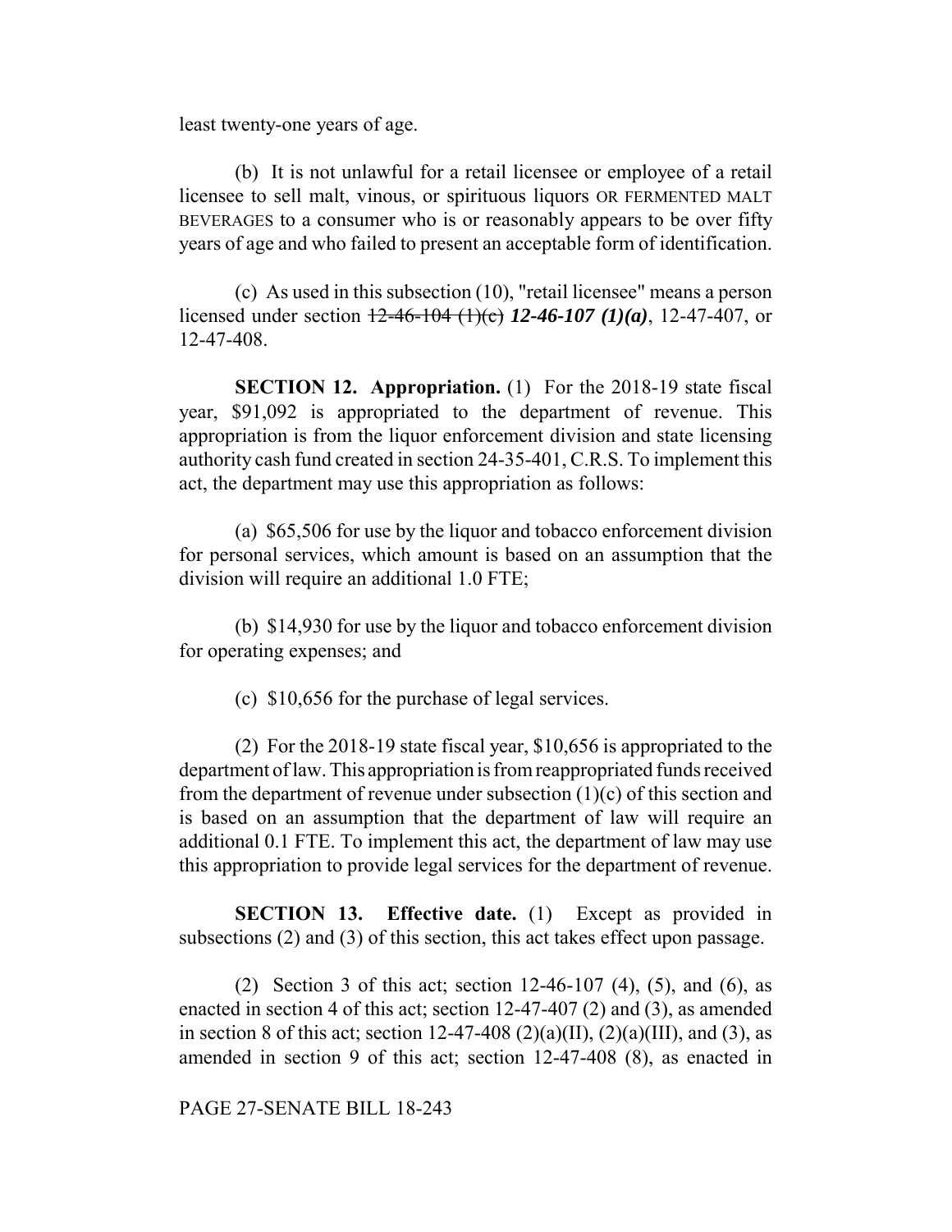least twenty-one years of age.

(b) It is not unlawful for a retail licensee or employee of a retail licensee to sell malt, vinous, or spirituous liquors OR FERMENTED MALT BEVERAGES to a consumer who is or reasonably appears to be over fifty years of age and who failed to present an acceptable form of identification.

(c) As used in this subsection (10), "retail licensee" means a person licensed under section ~~12-46-104 (1)(c)~~ ***12-46-107 (1)(a)***, 12-47-407, or 12-47-408.

**SECTION 12. Appropriation.** (1) For the 2018-19 state fiscal year, $91,092 is appropriated to the department of revenue. This appropriation is from the liquor enforcement division and state licensing authority cash fund created in section 24-35-401, C.R.S. To implement this act, the department may use this appropriation as follows:

(a) $65,506 for use by the liquor and tobacco enforcement division for personal services, which amount is based on an assumption that the division will require an additional 1.0 FTE;

(b) $14,930 for use by the liquor and tobacco enforcement division for operating expenses; and

(c) $10,656 for the purchase of legal services.

(2) For the 2018-19 state fiscal year, $10,656 is appropriated to the department of law. This appropriation is from reappropriated funds received from the department of revenue under subsection (1)(c) of this section and is based on an assumption that the department of law will require an additional 0.1 FTE. To implement this act, the department of law may use this appropriation to provide legal services for the department of revenue.

**SECTION 13. Effective date.** (1) Except as provided in subsections (2) and (3) of this section, this act takes effect upon passage.

(2) Section 3 of this act; section 12-46-107 (4), (5), and (6), as enacted in section 4 of this act; section 12-47-407 (2) and (3), as amended in section 8 of this act; section 12-47-408 (2)(a)(II), (2)(a)(III), and (3), as amended in section 9 of this act; section 12-47-408 (8), as enacted in

PAGE 27-SENATE BILL 18-243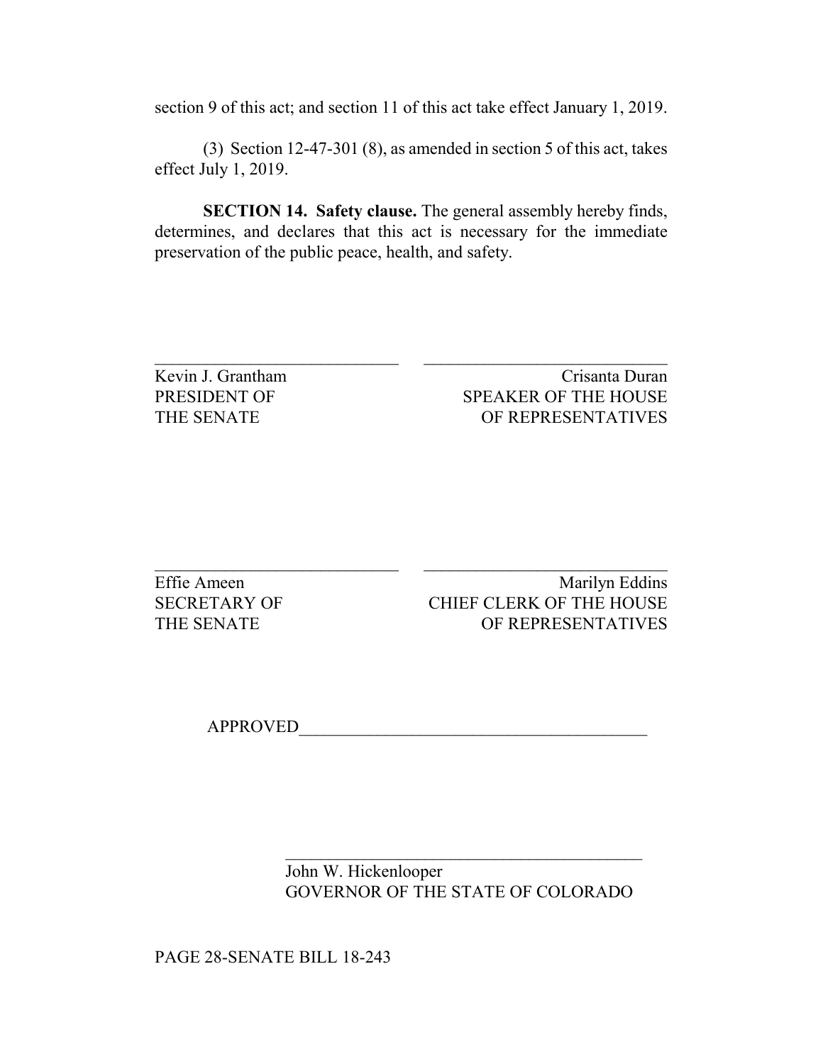section 9 of this act; and section 11 of this act take effect January 1, 2019.

(3) Section 12-47-301 (8), as amended in section 5 of this act, takes effect July 1, 2019.

**SECTION 14. Safety clause.** The general assembly hereby finds, determines, and declares that this act is necessary for the immediate preservation of the public peace, health, and safety.

| | |
|---|---|
| ____________________________ | ____________________________ |
| Kevin J. Grantham | Crisanta Duran |
| PRESIDENT OF THE SENATE | SPEAKER OF THE HOUSE OF REPRESENTATIVES |

| | |
|---|---|
| ____________________________ | ____________________________ |
| Effie Ameen | Marilyn Eddins |
| SECRETARY OF THE SENATE | CHIEF CLERK OF THE HOUSE OF REPRESENTATIVES |

APPROVED________________________________________

____________________________________________
John W. Hickenlooper
GOVERNOR OF THE STATE OF COLORADO

PAGE 28-SENATE BILL 18-243